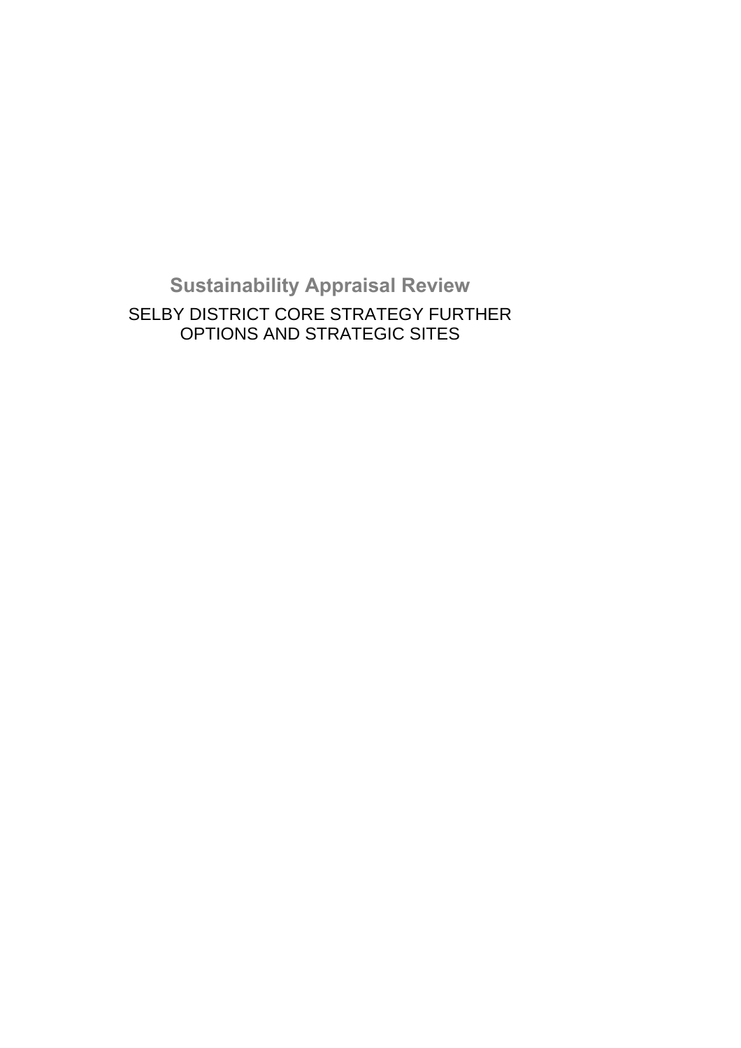# Sustainability Appraisal Review

SELBY DISTRICT CORE STRATEGY FURTHER OPTIONS AND STRATEGIC SITES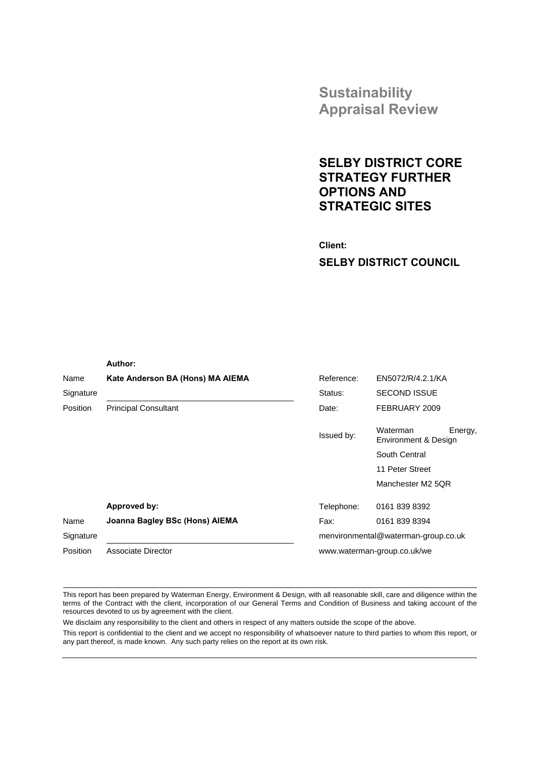# Sustainability Appraisal Review

## SELBY DISTRICT CORE STRATEGY FURTHER OPTIONS AND STRATEGIC SITES

**Client:**

**SELBY DISTRICT COUNCIL**

| | | | |
|---|---|---|---|
| | **Author:** | Reference: | EN5072/R/4.2.1/KA |
| Name | **Kate Anderson BA (Hons) MA AIEMA** | Status: | SECOND ISSUE |
| Signature | | Date: | FEBRUARY 2009 |
| Position | Principal Consultant | Issued by: | Waterman Energy, Environment & Design<br>South Central<br>11 Peter Street<br>Manchester M2 5QR |
| | **Approved by:** | Telephone: | 0161 839 8392 |
| Name | **Joanna Bagley BSc (Hons) AIEMA** | Fax: | 0161 839 8394 |
| Signature | | menvironmental@waterman-group.co.uk | |
| Position | Associate Director | www.waterman-group.co.uk/we | |

This report has been prepared by Waterman Energy, Environment & Design, with all reasonable skill, care and diligence within the terms of the Contract with the client, incorporation of our General Terms and Condition of Business and taking account of the resources devoted to us by agreement with the client.

We disclaim any responsibility to the client and others in respect of any matters outside the scope of the above.

This report is confidential to the client and we accept no responsibility of whatsoever nature to third parties to whom this report, or any part thereof, is made known. Any such party relies on the report at its own risk.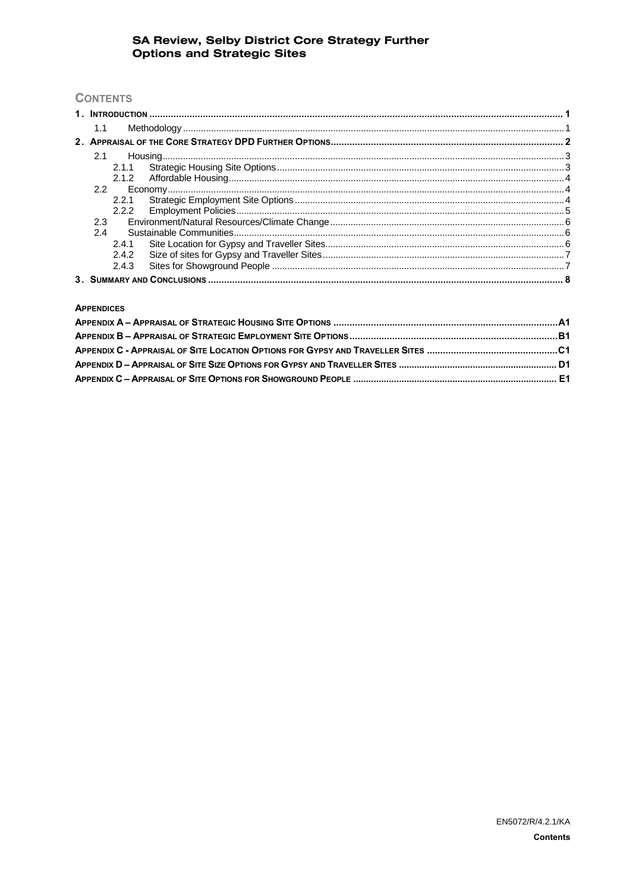## CONTENTS

| | | |
|---|---|---|
| **1. INTRODUCTION** | | **1** |
| 1.1 | Methodology | 1 |
| **2. APPRAISAL OF THE CORE STRATEGY DPD FURTHER OPTIONS** | | **2** |
| 2.1 | Housing | 3 |
| 2.1.1 | Strategic Housing Site Options | 3 |
| 2.1.2 | Affordable Housing | 4 |
| 2.2 | Economy | 4 |
| 2.2.1 | Strategic Employment Site Options | 4 |
| 2.2.2 | Employment Policies | 5 |
| 2.3 | Environment/Natural Resources/Climate Change | 6 |
| 2.4 | Sustainable Communities | 6 |
| 2.4.1 | Site Location for Gypsy and Traveller Sites | 6 |
| 2.4.2 | Size of sites for Gypsy and Traveller Sites | 7 |
| 2.4.3 | Sites for Showground People | 7 |
| **3. SUMMARY AND CONCLUSIONS** | | **8** |

### APPENDICES

| | |
|---|---|
| **APPENDIX A – APPRAISAL OF STRATEGIC HOUSING SITE OPTIONS** | **A1** |
| **APPENDIX B – APPRAISAL OF STRATEGIC EMPLOYMENT SITE OPTIONS** | **B1** |
| **APPENDIX C - APPRAISAL OF SITE LOCATION OPTIONS FOR GYPSY AND TRAVELLER SITES** | **C1** |
| **APPENDIX D – APPRAISAL OF SITE SIZE OPTIONS FOR GYPSY AND TRAVELLER SITES** | **D1** |
| **APPENDIX C – APPRAISAL OF SITE OPTIONS FOR SHOWGROUND PEOPLE** | **E1** |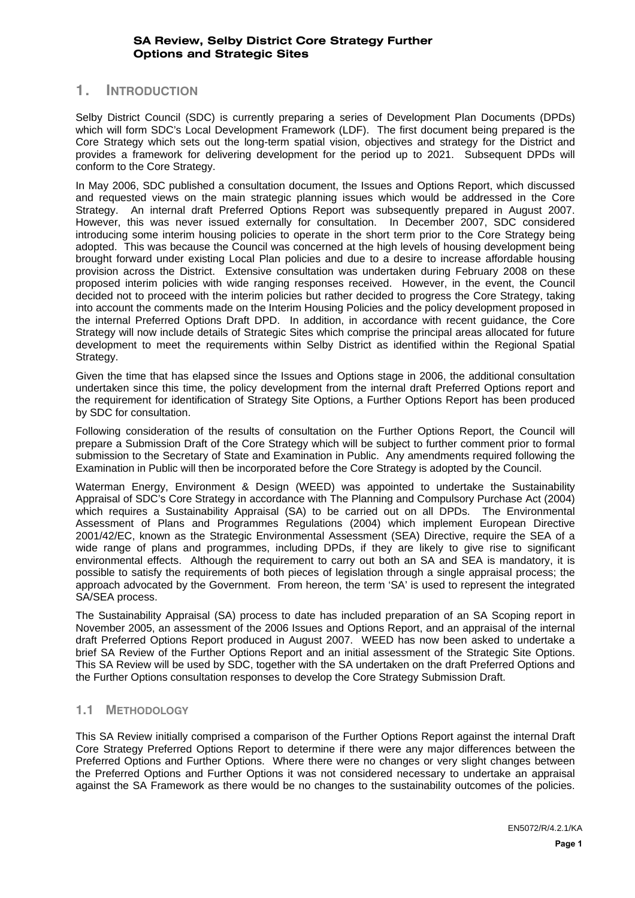# 1. INTRODUCTION

Selby District Council (SDC) is currently preparing a series of Development Plan Documents (DPDs) which will form SDC's Local Development Framework (LDF). The first document being prepared is the Core Strategy which sets out the long-term spatial vision, objectives and strategy for the District and provides a framework for delivering development for the period up to 2021. Subsequent DPDs will conform to the Core Strategy.

In May 2006, SDC published a consultation document, the Issues and Options Report, which discussed and requested views on the main strategic planning issues which would be addressed in the Core Strategy. An internal draft Preferred Options Report was subsequently prepared in August 2007. However, this was never issued externally for consultation. In December 2007, SDC considered introducing some interim housing policies to operate in the short term prior to the Core Strategy being adopted. This was because the Council was concerned at the high levels of housing development being brought forward under existing Local Plan policies and due to a desire to increase affordable housing provision across the District. Extensive consultation was undertaken during February 2008 on these proposed interim policies with wide ranging responses received. However, in the event, the Council decided not to proceed with the interim policies but rather decided to progress the Core Strategy, taking into account the comments made on the Interim Housing Policies and the policy development proposed in the internal Preferred Options Draft DPD. In addition, in accordance with recent guidance, the Core Strategy will now include details of Strategic Sites which comprise the principal areas allocated for future development to meet the requirements within Selby District as identified within the Regional Spatial Strategy.

Given the time that has elapsed since the Issues and Options stage in 2006, the additional consultation undertaken since this time, the policy development from the internal draft Preferred Options report and the requirement for identification of Strategy Site Options, a Further Options Report has been produced by SDC for consultation.

Following consideration of the results of consultation on the Further Options Report, the Council will prepare a Submission Draft of the Core Strategy which will be subject to further comment prior to formal submission to the Secretary of State and Examination in Public. Any amendments required following the Examination in Public will then be incorporated before the Core Strategy is adopted by the Council.

Waterman Energy, Environment & Design (WEED) was appointed to undertake the Sustainability Appraisal of SDC's Core Strategy in accordance with The Planning and Compulsory Purchase Act (2004) which requires a Sustainability Appraisal (SA) to be carried out on all DPDs. The Environmental Assessment of Plans and Programmes Regulations (2004) which implement European Directive 2001/42/EC, known as the Strategic Environmental Assessment (SEA) Directive, require the SEA of a wide range of plans and programmes, including DPDs, if they are likely to give rise to significant environmental effects. Although the requirement to carry out both an SA and SEA is mandatory, it is possible to satisfy the requirements of both pieces of legislation through a single appraisal process; the approach advocated by the Government. From hereon, the term 'SA' is used to represent the integrated SA/SEA process.

The Sustainability Appraisal (SA) process to date has included preparation of an SA Scoping report in November 2005, an assessment of the 2006 Issues and Options Report, and an appraisal of the internal draft Preferred Options Report produced in August 2007. WEED has now been asked to undertake a brief SA Review of the Further Options Report and an initial assessment of the Strategic Site Options. This SA Review will be used by SDC, together with the SA undertaken on the draft Preferred Options and the Further Options consultation responses to develop the Core Strategy Submission Draft.

## 1.1 METHODOLOGY

This SA Review initially comprised a comparison of the Further Options Report against the internal Draft Core Strategy Preferred Options Report to determine if there were any major differences between the Preferred Options and Further Options. Where there were no changes or very slight changes between the Preferred Options and Further Options it was not considered necessary to undertake an appraisal against the SA Framework as there would be no changes to the sustainability outcomes of the policies.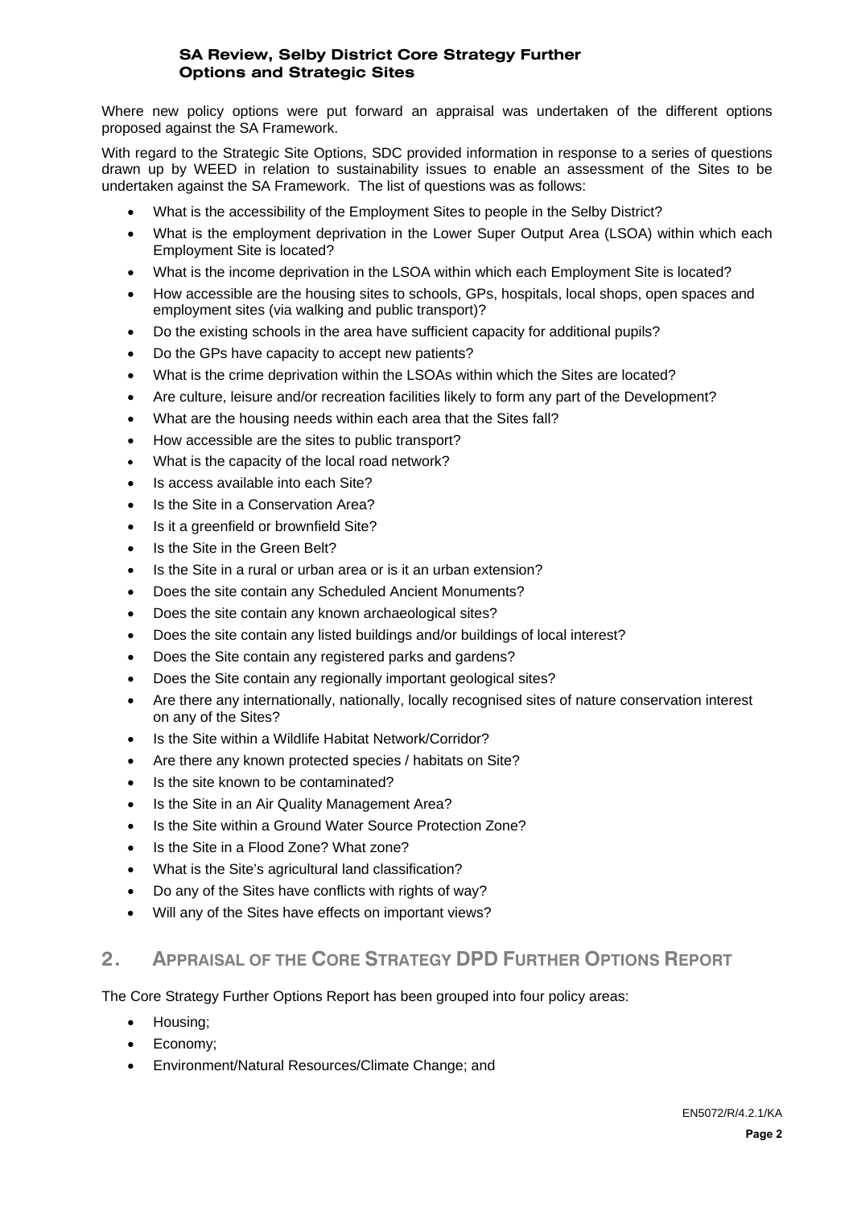Where new policy options were put forward an appraisal was undertaken of the different options proposed against the SA Framework.

With regard to the Strategic Site Options, SDC provided information in response to a series of questions drawn up by WEED in relation to sustainability issues to enable an assessment of the Sites to be undertaken against the SA Framework. The list of questions was as follows:

- What is the accessibility of the Employment Sites to people in the Selby District?
- What is the employment deprivation in the Lower Super Output Area (LSOA) within which each Employment Site is located?
- What is the income deprivation in the LSOA within which each Employment Site is located?
- How accessible are the housing sites to schools, GPs, hospitals, local shops, open spaces and employment sites (via walking and public transport)?
- Do the existing schools in the area have sufficient capacity for additional pupils?
- Do the GPs have capacity to accept new patients?
- What is the crime deprivation within the LSOAs within which the Sites are located?
- Are culture, leisure and/or recreation facilities likely to form any part of the Development?
- What are the housing needs within each area that the Sites fall?
- How accessible are the sites to public transport?
- What is the capacity of the local road network?
- Is access available into each Site?
- Is the Site in a Conservation Area?
- Is it a greenfield or brownfield Site?
- Is the Site in the Green Belt?
- Is the Site in a rural or urban area or is it an urban extension?
- Does the site contain any Scheduled Ancient Monuments?
- Does the site contain any known archaeological sites?
- Does the site contain any listed buildings and/or buildings of local interest?
- Does the Site contain any registered parks and gardens?
- Does the Site contain any regionally important geological sites?
- Are there any internationally, nationally, locally recognised sites of nature conservation interest on any of the Sites?
- Is the Site within a Wildlife Habitat Network/Corridor?
- Are there any known protected species / habitats on Site?
- Is the site known to be contaminated?
- Is the Site in an Air Quality Management Area?
- Is the Site within a Ground Water Source Protection Zone?
- Is the Site in a Flood Zone? What zone?
- What is the Site's agricultural land classification?
- Do any of the Sites have conflicts with rights of way?
- Will any of the Sites have effects on important views?

## 2. APPRAISAL OF THE CORE STRATEGY DPD FURTHER OPTIONS REPORT

The Core Strategy Further Options Report has been grouped into four policy areas:

- Housing;
- Economy;
- Environment/Natural Resources/Climate Change; and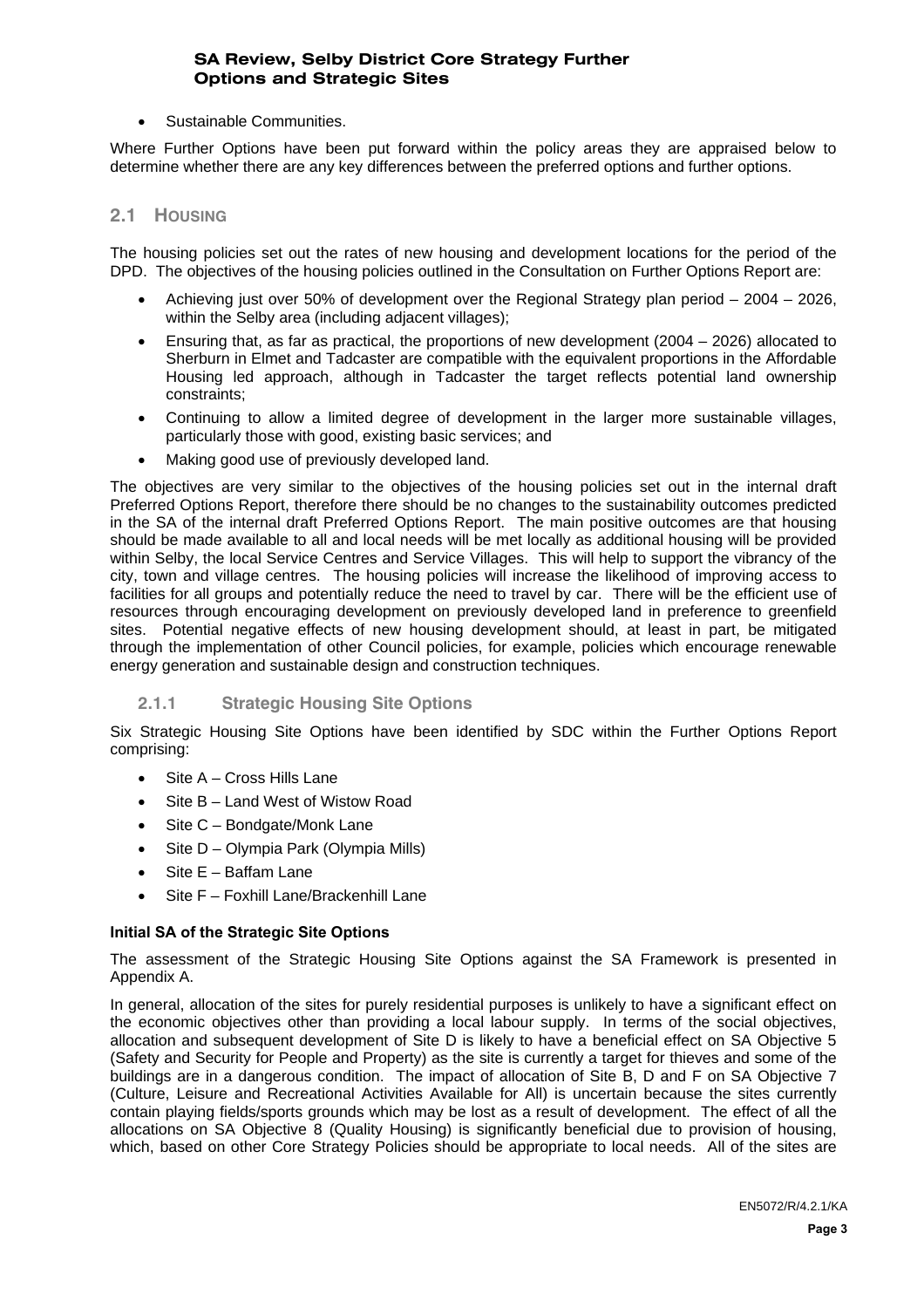- Sustainable Communities.

Where Further Options have been put forward within the policy areas they are appraised below to determine whether there are any key differences between the preferred options and further options.

## 2.1 Housing

The housing policies set out the rates of new housing and development locations for the period of the DPD. The objectives of the housing policies outlined in the Consultation on Further Options Report are:

- Achieving just over 50% of development over the Regional Strategy plan period – 2004 – 2026, within the Selby area (including adjacent villages);
- Ensuring that, as far as practical, the proportions of new development (2004 – 2026) allocated to Sherburn in Elmet and Tadcaster are compatible with the equivalent proportions in the Affordable Housing led approach, although in Tadcaster the target reflects potential land ownership constraints;
- Continuing to allow a limited degree of development in the larger more sustainable villages, particularly those with good, existing basic services; and
- Making good use of previously developed land.

The objectives are very similar to the objectives of the housing policies set out in the internal draft Preferred Options Report, therefore there should be no changes to the sustainability outcomes predicted in the SA of the internal draft Preferred Options Report. The main positive outcomes are that housing should be made available to all and local needs will be met locally as additional housing will be provided within Selby, the local Service Centres and Service Villages. This will help to support the vibrancy of the city, town and village centres. The housing policies will increase the likelihood of improving access to facilities for all groups and potentially reduce the need to travel by car. There will be the efficient use of resources through encouraging development on previously developed land in preference to greenfield sites. Potential negative effects of new housing development should, at least in part, be mitigated through the implementation of other Council policies, for example, policies which encourage renewable energy generation and sustainable design and construction techniques.

### 2.1.1 Strategic Housing Site Options

Six Strategic Housing Site Options have been identified by SDC within the Further Options Report comprising:

- Site A – Cross Hills Lane
- Site B – Land West of Wistow Road
- Site C – Bondgate/Monk Lane
- Site D – Olympia Park (Olympia Mills)
- Site E – Baffam Lane
- Site F – Foxhill Lane/Brackenhill Lane

**Initial SA of the Strategic Site Options**

The assessment of the Strategic Housing Site Options against the SA Framework is presented in Appendix A.

In general, allocation of the sites for purely residential purposes is unlikely to have a significant effect on the economic objectives other than providing a local labour supply. In terms of the social objectives, allocation and subsequent development of Site D is likely to have a beneficial effect on SA Objective 5 (Safety and Security for People and Property) as the site is currently a target for thieves and some of the buildings are in a dangerous condition. The impact of allocation of Site B, D and F on SA Objective 7 (Culture, Leisure and Recreational Activities Available for All) is uncertain because the sites currently contain playing fields/sports grounds which may be lost as a result of development. The effect of all the allocations on SA Objective 8 (Quality Housing) is significantly beneficial due to provision of housing, which, based on other Core Strategy Policies should be appropriate to local needs. All of the sites are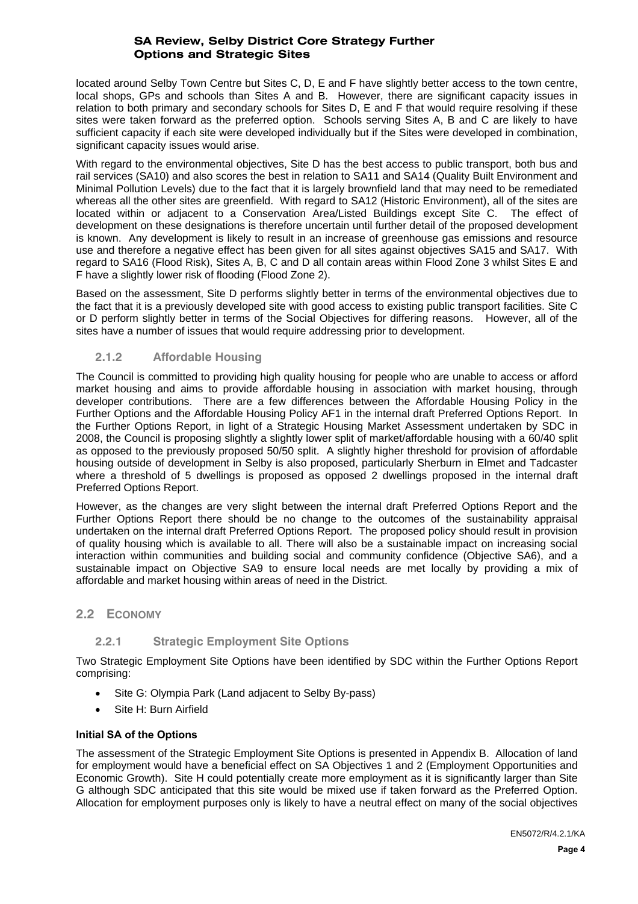located around Selby Town Centre but Sites C, D, E and F have slightly better access to the town centre, local shops, GPs and schools than Sites A and B. However, there are significant capacity issues in relation to both primary and secondary schools for Sites D, E and F that would require resolving if these sites were taken forward as the preferred option. Schools serving Sites A, B and C are likely to have sufficient capacity if each site were developed individually but if the Sites were developed in combination, significant capacity issues would arise.

With regard to the environmental objectives, Site D has the best access to public transport, both bus and rail services (SA10) and also scores the best in relation to SA11 and SA14 (Quality Built Environment and Minimal Pollution Levels) due to the fact that it is largely brownfield land that may need to be remediated whereas all the other sites are greenfield. With regard to SA12 (Historic Environment), all of the sites are located within or adjacent to a Conservation Area/Listed Buildings except Site C. The effect of development on these designations is therefore uncertain until further detail of the proposed development is known. Any development is likely to result in an increase of greenhouse gas emissions and resource use and therefore a negative effect has been given for all sites against objectives SA15 and SA17. With regard to SA16 (Flood Risk), Sites A, B, C and D all contain areas within Flood Zone 3 whilst Sites E and F have a slightly lower risk of flooding (Flood Zone 2).

Based on the assessment, Site D performs slightly better in terms of the environmental objectives due to the fact that it is a previously developed site with good access to existing public transport facilities. Site C or D perform slightly better in terms of the Social Objectives for differing reasons. However, all of the sites have a number of issues that would require addressing prior to development.

### 2.1.2 Affordable Housing

The Council is committed to providing high quality housing for people who are unable to access or afford market housing and aims to provide affordable housing in association with market housing, through developer contributions. There are a few differences between the Affordable Housing Policy in the Further Options and the Affordable Housing Policy AF1 in the internal draft Preferred Options Report. In the Further Options Report, in light of a Strategic Housing Market Assessment undertaken by SDC in 2008, the Council is proposing slightly a slightly lower split of market/affordable housing with a 60/40 split as opposed to the previously proposed 50/50 split. A slightly higher threshold for provision of affordable housing outside of development in Selby is also proposed, particularly Sherburn in Elmet and Tadcaster where a threshold of 5 dwellings is proposed as opposed 2 dwellings proposed in the internal draft Preferred Options Report.

However, as the changes are very slight between the internal draft Preferred Options Report and the Further Options Report there should be no change to the outcomes of the sustainability appraisal undertaken on the internal draft Preferred Options Report. The proposed policy should result in provision of quality housing which is available to all. There will also be a sustainable impact on increasing social interaction within communities and building social and community confidence (Objective SA6), and a sustainable impact on Objective SA9 to ensure local needs are met locally by providing a mix of affordable and market housing within areas of need in the District.

## 2.2 Economy

### 2.2.1 Strategic Employment Site Options

Two Strategic Employment Site Options have been identified by SDC within the Further Options Report comprising:

- Site G: Olympia Park (Land adjacent to Selby By-pass)
- Site H: Burn Airfield

**Initial SA of the Options**

The assessment of the Strategic Employment Site Options is presented in Appendix B. Allocation of land for employment would have a beneficial effect on SA Objectives 1 and 2 (Employment Opportunities and Economic Growth). Site H could potentially create more employment as it is significantly larger than Site G although SDC anticipated that this site would be mixed use if taken forward as the Preferred Option. Allocation for employment purposes only is likely to have a neutral effect on many of the social objectives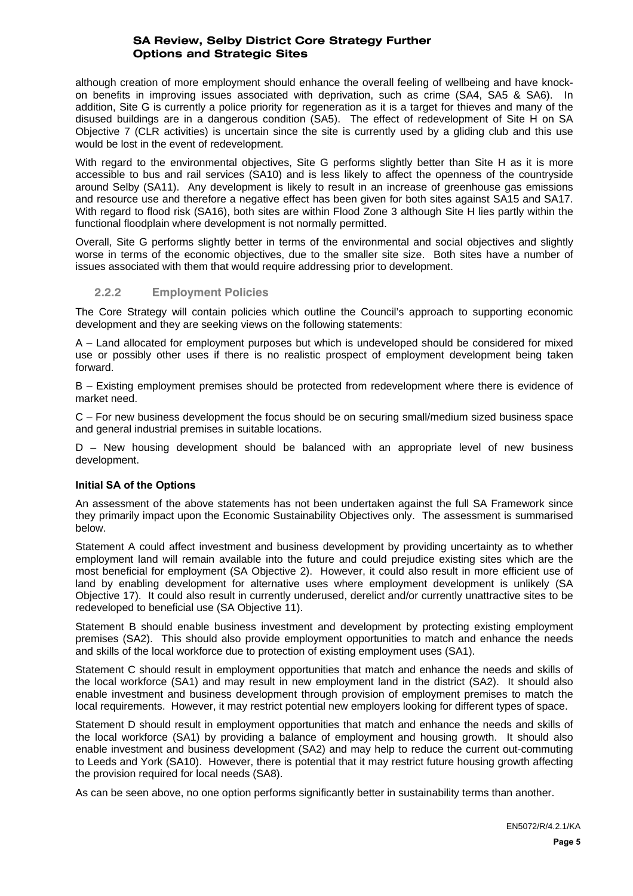although creation of more employment should enhance the overall feeling of wellbeing and have knock-on benefits in improving issues associated with deprivation, such as crime (SA4, SA5 & SA6). In addition, Site G is currently a police priority for regeneration as it is a target for thieves and many of the disused buildings are in a dangerous condition (SA5). The effect of redevelopment of Site H on SA Objective 7 (CLR activities) is uncertain since the site is currently used by a gliding club and this use would be lost in the event of redevelopment.

With regard to the environmental objectives, Site G performs slightly better than Site H as it is more accessible to bus and rail services (SA10) and is less likely to affect the openness of the countryside around Selby (SA11). Any development is likely to result in an increase of greenhouse gas emissions and resource use and therefore a negative effect has been given for both sites against SA15 and SA17. With regard to flood risk (SA16), both sites are within Flood Zone 3 although Site H lies partly within the functional floodplain where development is not normally permitted.

Overall, Site G performs slightly better in terms of the environmental and social objectives and slightly worse in terms of the economic objectives, due to the smaller site size. Both sites have a number of issues associated with them that would require addressing prior to development.

### 2.2.2 Employment Policies

The Core Strategy will contain policies which outline the Council's approach to supporting economic development and they are seeking views on the following statements:

A – Land allocated for employment purposes but which is undeveloped should be considered for mixed use or possibly other uses if there is no realistic prospect of employment development being taken forward.

B – Existing employment premises should be protected from redevelopment where there is evidence of market need.

C – For new business development the focus should be on securing small/medium sized business space and general industrial premises in suitable locations.

D – New housing development should be balanced with an appropriate level of new business development.

**Initial SA of the Options**

An assessment of the above statements has not been undertaken against the full SA Framework since they primarily impact upon the Economic Sustainability Objectives only. The assessment is summarised below.

Statement A could affect investment and business development by providing uncertainty as to whether employment land will remain available into the future and could prejudice existing sites which are the most beneficial for employment (SA Objective 2). However, it could also result in more efficient use of land by enabling development for alternative uses where employment development is unlikely (SA Objective 17). It could also result in currently underused, derelict and/or currently unattractive sites to be redeveloped to beneficial use (SA Objective 11).

Statement B should enable business investment and development by protecting existing employment premises (SA2). This should also provide employment opportunities to match and enhance the needs and skills of the local workforce due to protection of existing employment uses (SA1).

Statement C should result in employment opportunities that match and enhance the needs and skills of the local workforce (SA1) and may result in new employment land in the district (SA2). It should also enable investment and business development through provision of employment premises to match the local requirements. However, it may restrict potential new employers looking for different types of space.

Statement D should result in employment opportunities that match and enhance the needs and skills of the local workforce (SA1) by providing a balance of employment and housing growth. It should also enable investment and business development (SA2) and may help to reduce the current out-commuting to Leeds and York (SA10). However, there is potential that it may restrict future housing growth affecting the provision required for local needs (SA8).

As can be seen above, no one option performs significantly better in sustainability terms than another.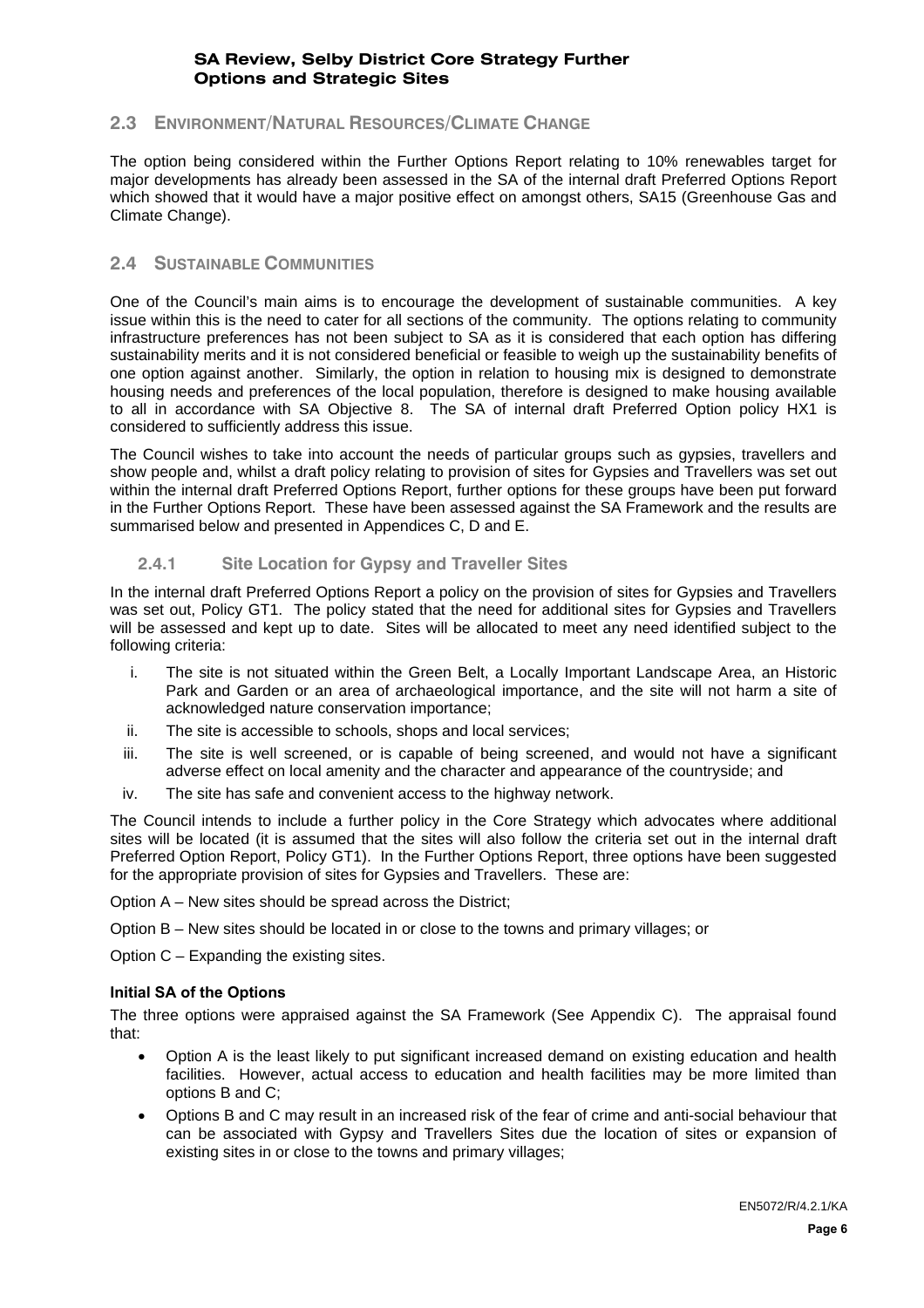## 2.3 ENVIRONMENT/NATURAL RESOURCES/CLIMATE CHANGE

The option being considered within the Further Options Report relating to 10% renewables target for major developments has already been assessed in the SA of the internal draft Preferred Options Report which showed that it would have a major positive effect on amongst others, SA15 (Greenhouse Gas and Climate Change).

## 2.4 SUSTAINABLE COMMUNITIES

One of the Council's main aims is to encourage the development of sustainable communities. A key issue within this is the need to cater for all sections of the community. The options relating to community infrastructure preferences has not been subject to SA as it is considered that each option has differing sustainability merits and it is not considered beneficial or feasible to weigh up the sustainability benefits of one option against another. Similarly, the option in relation to housing mix is designed to demonstrate housing needs and preferences of the local population, therefore is designed to make housing available to all in accordance with SA Objective 8. The SA of internal draft Preferred Option policy HX1 is considered to sufficiently address this issue.

The Council wishes to take into account the needs of particular groups such as gypsies, travellers and show people and, whilst a draft policy relating to provision of sites for Gypsies and Travellers was set out within the internal draft Preferred Options Report, further options for these groups have been put forward in the Further Options Report. These have been assessed against the SA Framework and the results are summarised below and presented in Appendices C, D and E.

### 2.4.1 Site Location for Gypsy and Traveller Sites

In the internal draft Preferred Options Report a policy on the provision of sites for Gypsies and Travellers was set out, Policy GT1. The policy stated that the need for additional sites for Gypsies and Travellers will be assessed and kept up to date. Sites will be allocated to meet any need identified subject to the following criteria:

i. The site is not situated within the Green Belt, a Locally Important Landscape Area, an Historic Park and Garden or an area of archaeological importance, and the site will not harm a site of acknowledged nature conservation importance;

ii. The site is accessible to schools, shops and local services;

iii. The site is well screened, or is capable of being screened, and would not have a significant adverse effect on local amenity and the character and appearance of the countryside; and

iv. The site has safe and convenient access to the highway network.

The Council intends to include a further policy in the Core Strategy which advocates where additional sites will be located (it is assumed that the sites will also follow the criteria set out in the internal draft Preferred Option Report, Policy GT1). In the Further Options Report, three options have been suggested for the appropriate provision of sites for Gypsies and Travellers. These are:

Option A – New sites should be spread across the District;

Option B – New sites should be located in or close to the towns and primary villages; or

Option C – Expanding the existing sites.

**Initial SA of the Options**

The three options were appraised against the SA Framework (See Appendix C). The appraisal found that:

- Option A is the least likely to put significant increased demand on existing education and health facilities. However, actual access to education and health facilities may be more limited than options B and C;
- Options B and C may result in an increased risk of the fear of crime and anti-social behaviour that can be associated with Gypsy and Travellers Sites due the location of sites or expansion of existing sites in or close to the towns and primary villages;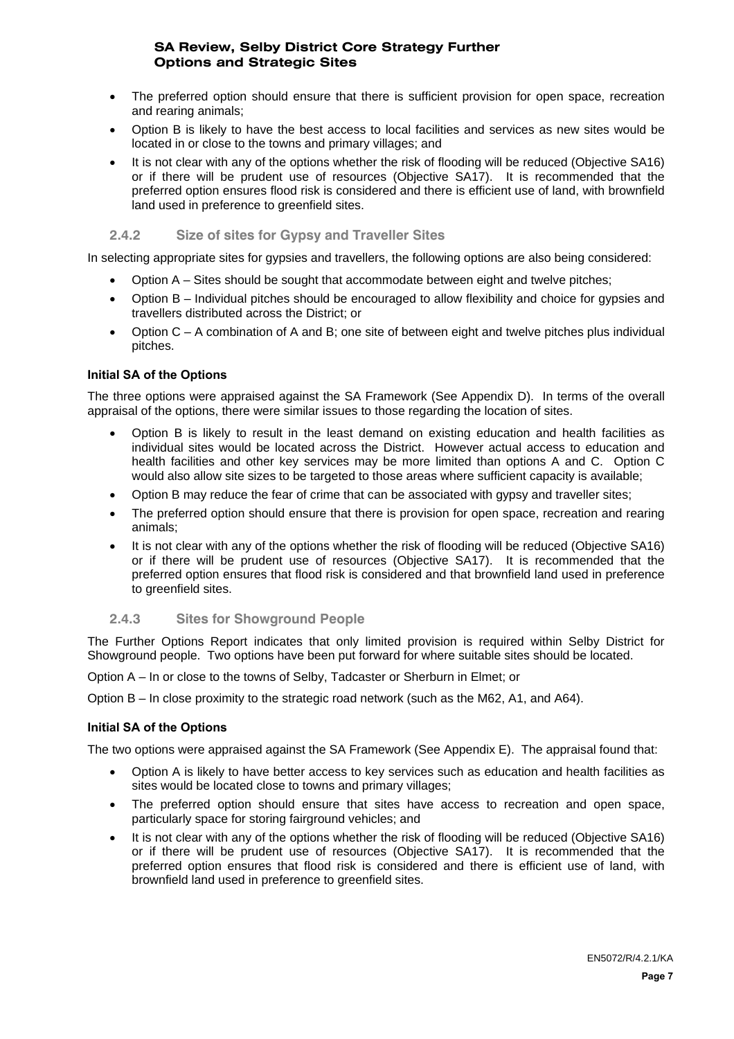- The preferred option should ensure that there is sufficient provision for open space, recreation and rearing animals;
- Option B is likely to have the best access to local facilities and services as new sites would be located in or close to the towns and primary villages; and
- It is not clear with any of the options whether the risk of flooding will be reduced (Objective SA16) or if there will be prudent use of resources (Objective SA17). It is recommended that the preferred option ensures flood risk is considered and there is efficient use of land, with brownfield land used in preference to greenfield sites.

### 2.4.2 Size of sites for Gypsy and Traveller Sites

In selecting appropriate sites for gypsies and travellers, the following options are also being considered:

- Option A – Sites should be sought that accommodate between eight and twelve pitches;
- Option B – Individual pitches should be encouraged to allow flexibility and choice for gypsies and travellers distributed across the District; or
- Option C – A combination of A and B; one site of between eight and twelve pitches plus individual pitches.

**Initial SA of the Options**

The three options were appraised against the SA Framework (See Appendix D). In terms of the overall appraisal of the options, there were similar issues to those regarding the location of sites.

- Option B is likely to result in the least demand on existing education and health facilities as individual sites would be located across the District. However actual access to education and health facilities and other key services may be more limited than options A and C. Option C would also allow site sizes to be targeted to those areas where sufficient capacity is available;
- Option B may reduce the fear of crime that can be associated with gypsy and traveller sites;
- The preferred option should ensure that there is provision for open space, recreation and rearing animals;
- It is not clear with any of the options whether the risk of flooding will be reduced (Objective SA16) or if there will be prudent use of resources (Objective SA17). It is recommended that the preferred option ensures that flood risk is considered and that brownfield land used in preference to greenfield sites.

### 2.4.3 Sites for Showground People

The Further Options Report indicates that only limited provision is required within Selby District for Showground people. Two options have been put forward for where suitable sites should be located.

Option A – In or close to the towns of Selby, Tadcaster or Sherburn in Elmet; or

Option B – In close proximity to the strategic road network (such as the M62, A1, and A64).

**Initial SA of the Options**

The two options were appraised against the SA Framework (See Appendix E). The appraisal found that:

- Option A is likely to have better access to key services such as education and health facilities as sites would be located close to towns and primary villages;
- The preferred option should ensure that sites have access to recreation and open space, particularly space for storing fairground vehicles; and
- It is not clear with any of the options whether the risk of flooding will be reduced (Objective SA16) or if there will be prudent use of resources (Objective SA17). It is recommended that the preferred option ensures that flood risk is considered and there is efficient use of land, with brownfield land used in preference to greenfield sites.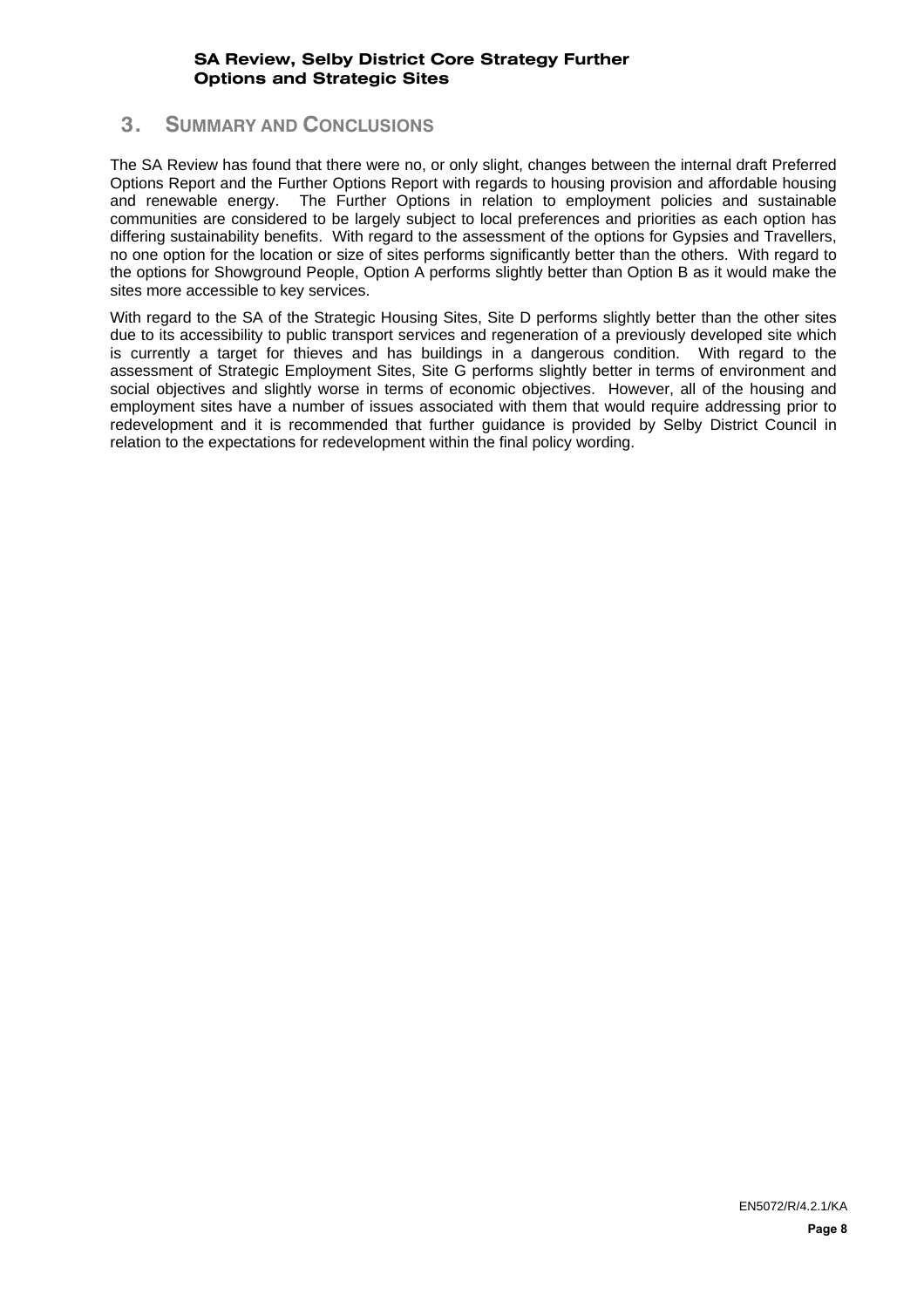## 3. Summary and Conclusions

The SA Review has found that there were no, or only slight, changes between the internal draft Preferred Options Report and the Further Options Report with regards to housing provision and affordable housing and renewable energy. The Further Options in relation to employment policies and sustainable communities are considered to be largely subject to local preferences and priorities as each option has differing sustainability benefits. With regard to the assessment of the options for Gypsies and Travellers, no one option for the location or size of sites performs significantly better than the others. With regard to the options for Showground People, Option A performs slightly better than Option B as it would make the sites more accessible to key services.

With regard to the SA of the Strategic Housing Sites, Site D performs slightly better than the other sites due to its accessibility to public transport services and regeneration of a previously developed site which is currently a target for thieves and has buildings in a dangerous condition. With regard to the assessment of Strategic Employment Sites, Site G performs slightly better in terms of environment and social objectives and slightly worse in terms of economic objectives. However, all of the housing and employment sites have a number of issues associated with them that would require addressing prior to redevelopment and it is recommended that further guidance is provided by Selby District Council in relation to the expectations for redevelopment within the final policy wording.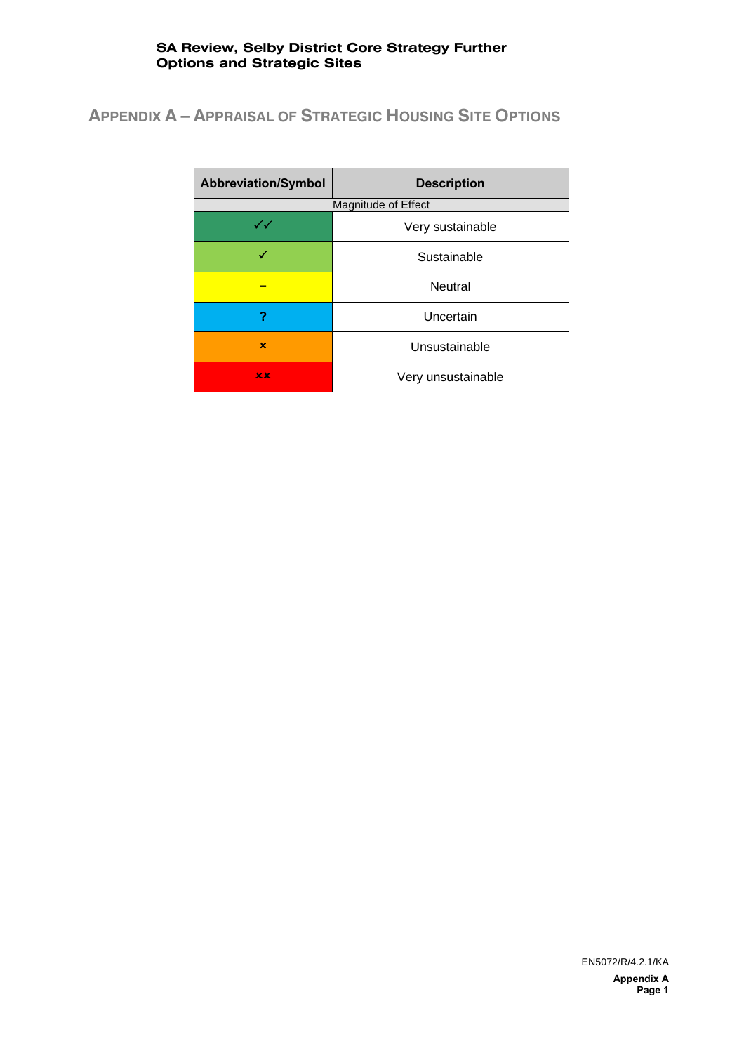## APPENDIX A – APPRAISAL OF STRATEGIC HOUSING SITE OPTIONS

| Abbreviation/Symbol | Description |
|---|---|
| Magnitude of Effect | |
| ✓✓ | Very sustainable |
| ✓ | Sustainable |
| – | Neutral |
| ? | Uncertain |
| × | Unsustainable |
| ×× | Very unsustainable |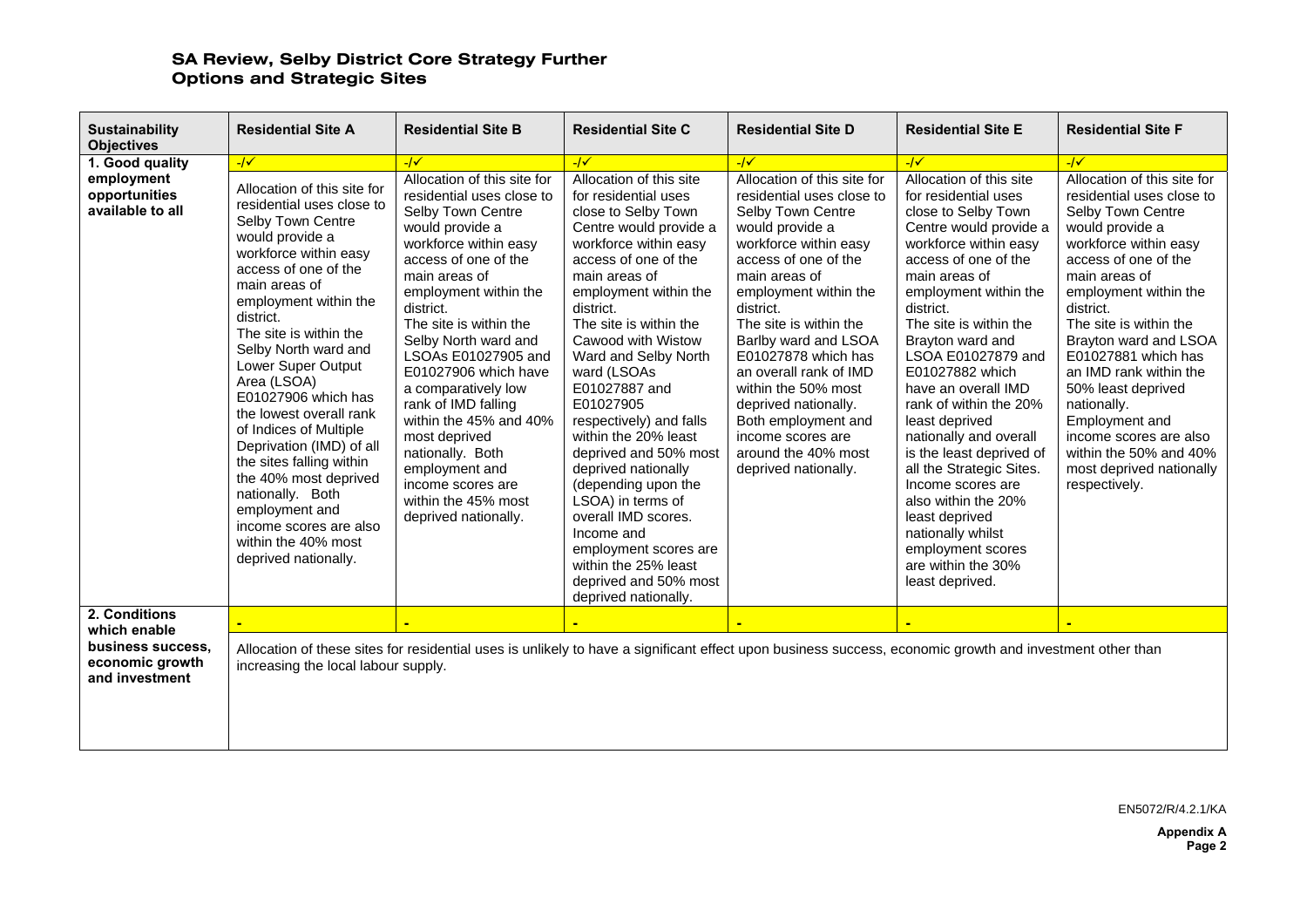## SA Review, Selby District Core Strategy Further Options and Strategic Sites

| Sustainability Objectives | Residential Site A | Residential Site B | Residential Site C | Residential Site D | Residential Site E | Residential Site F |
|---|---|---|---|---|---|---|
| 1. Good quality employment opportunities available to all | -/✓ | -/✓ | -/✓ | -/✓ | -/✓ | -/✓ |
| | Allocation of this site for residential uses close to Selby Town Centre would provide a workforce within easy access of one of the main areas of employment within the district. The site is within the Selby North ward and Lower Super Output Area (LSOA) E01027906 which has the lowest overall rank of Indices of Multiple Deprivation (IMD) of all the sites falling within the 40% most deprived nationally. Both employment and income scores are also within the 40% most deprived nationally. | Allocation of this site for residential uses close to Selby Town Centre would provide a workforce within easy access of one of the main areas of employment within the district. The site is within the Selby North ward and LSOAs E01027905 and E01027906 which have a comparatively low rank of IMD falling within the 45% and 40% most deprived nationally. Both employment and income scores are within the 45% most deprived nationally. | Allocation of this site for residential uses close to Selby Town Centre would provide a workforce within easy access of one of the main areas of employment within the district. The site is within the Cawood with Wistow Ward and Selby North ward (LSOAs E01027887 and E01027905 respectively) and falls within the 20% least deprived and 50% most deprived nationally (depending upon the LSOA) in terms of overall IMD scores. Income and employment scores are within the 25% least deprived and 50% most deprived nationally. | Allocation of this site for residential uses close to Selby Town Centre would provide a workforce within easy access of one of the main areas of employment within the district. The site is within the Barlby ward and LSOA E01027878 which has an overall rank of IMD within the 50% most deprived nationally. Both employment and income scores are around the 40% most deprived nationally. | Allocation of this site for residential uses close to Selby Town Centre would provide a workforce within easy access of one of the main areas of employment within the district. The site is within the Brayton ward and LSOA E01027879 and E01027882 which have an overall IMD rank of within the 20% least deprived nationally and overall is the least deprived of all the Strategic Sites. Income scores are also within the 20% least deprived nationally whilst employment scores are within the 30% least deprived. | Allocation of this site for residential uses close to Selby Town Centre would provide a workforce within easy access of one of the main areas of employment within the district. The site is within the Brayton ward and LSOA E01027881 which has an IMD rank within the 50% least deprived nationally. Employment and income scores are also within the 50% and 40% most deprived nationally respectively. |
| 2. Conditions which enable business success, economic growth and investment | - | - | - | - | - | - |
| | Allocation of these sites for residential uses is unlikely to have a significant effect upon business success, economic growth and investment other than increasing the local labour supply. | | | | | |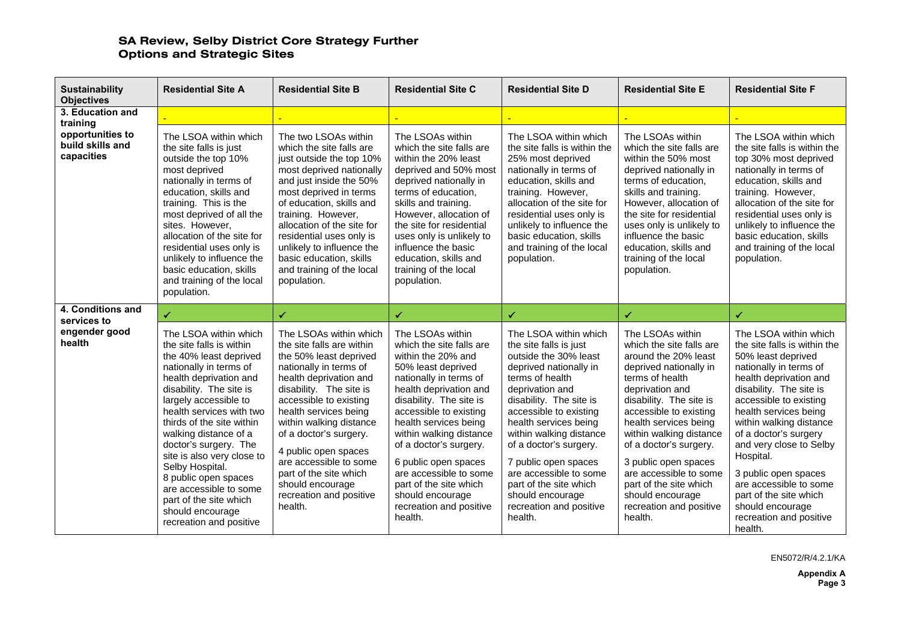## SA Review, Selby District Core Strategy Further Options and Strategic Sites

| Sustainability Objectives | Residential Site A | Residential Site B | Residential Site C | Residential Site D | Residential Site E | Residential Site F |
|---|---|---|---|---|---|---|
| 3. Education and training opportunities to build skills and capacities | - | - | - | - | - | - |
| | The LSOA within which the site falls is just outside the top 10% most deprived nationally in terms of education, skills and training. This is the most deprived of all the sites. However, allocation of the site for residential uses only is unlikely to influence the basic education, skills and training of the local population. | The two LSOAs within which the site falls are just outside the top 10% most deprived nationally and just inside the 50% most deprived in terms of education, skills and training. However, allocation of the site for residential uses only is unlikely to influence the basic education, skills and training of the local population. | The LSOAs within which the site falls are within the 20% least deprived and 50% most deprived nationally in terms of education, skills and training. However, allocation of the site for residential uses only is unlikely to influence the basic education, skills and training of the local population. | The LSOA within which the site falls is within the 25% most deprived nationally in terms of education, skills and training. However, allocation of the site for residential uses only is unlikely to influence the basic education, skills and training of the local population. | The LSOAs within which the site falls are within the 50% most deprived nationally in terms of education, skills and training. However, allocation of the site for residential uses only is unlikely to influence the basic education, skills and training of the local population. | The LSOA within which the site falls is within the top 30% most deprived nationally in terms of education, skills and training. However, allocation of the site for residential uses only is unlikely to influence the basic education, skills and training of the local population. |
| 4. Conditions and services to engender good health | ✓ | ✓ | ✓ | ✓ | ✓ | ✓ |
| | The LSOA within which the site falls is within the 40% least deprived nationally in terms of health deprivation and disability. The site is largely accessible to health services with two thirds of the site within walking distance of a doctor's surgery. The site is also very close to Selby Hospital.<br>8 public open spaces are accessible to some part of the site which should encourage recreation and positive | The LSOAs within which the site falls are within the 50% least deprived nationally in terms of health deprivation and disability. The site is accessible to existing health services being within walking distance of a doctor's surgery.<br>4 public open spaces are accessible to some part of the site which should encourage recreation and positive health. | The LSOAs within which the site falls are within the 20% and 50% least deprived nationally in terms of health deprivation and disability. The site is accessible to existing health services being within walking distance of a doctor's surgery.<br>6 public open spaces are accessible to some part of the site which should encourage recreation and positive health. | The LSOA within which the site falls is just outside the 30% least deprived nationally in terms of health deprivation and disability. The site is accessible to existing health services being within walking distance of a doctor's surgery.<br>7 public open spaces are accessible to some part of the site which should encourage recreation and positive health. | The LSOAs within which the site falls are around the 20% least deprived nationally in terms of health deprivation and disability. The site is accessible to existing health services being within walking distance of a doctor's surgery.<br>3 public open spaces are accessible to some part of the site which should encourage recreation and positive health. | The LSOA within which the site falls is within the 50% least deprived nationally in terms of health deprivation and disability. The site is accessible to existing health services being within walking distance of a doctor's surgery and very close to Selby Hospital.<br>3 public open spaces are accessible to some part of the site which should encourage recreation and positive health. |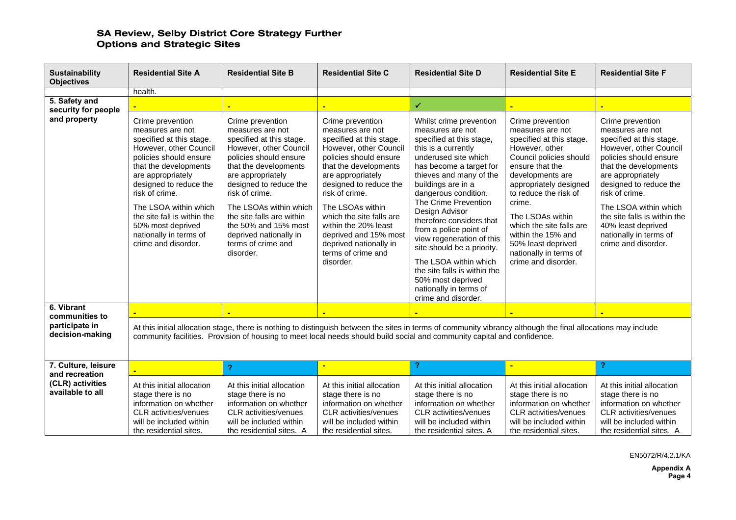## SA Review, Selby District Core Strategy Further Options and Strategic Sites

| Sustainability Objectives | Residential Site A | Residential Site B | Residential Site C | Residential Site D | Residential Site E | Residential Site F |
|---|---|---|---|---|---|---|
| | health. | | | | | |
| 5. Safety and security for people and property | - | - | - | ✓ | - | - |
| | Crime prevention measures are not specified at this stage. However, other Council policies should ensure that the developments are appropriately designed to reduce the risk of crime. The LSOA within which the site fall is within the 50% most deprived nationally in terms of crime and disorder. | Crime prevention measures are not specified at this stage. However, other Council policies should ensure that the developments are appropriately designed to reduce the risk of crime. The LSOAs within which the site falls are within the 50% and 15% most deprived nationally in terms of crime and disorder. | Crime prevention measures are not specified at this stage. However, other Council policies should ensure that the developments are appropriately designed to reduce the risk of crime. The LSOAs within which the site falls are within the 20% least deprived and 15% most deprived nationally in terms of crime and disorder. | Whilst crime prevention measures are not specified at this stage, this is a currently underused site which has become a target for thieves and many of the buildings are in a dangerous condition. The Crime Prevention Design Advisor therefore considers that from a police point of view regeneration of this site should be a priority. The LSOA within which the site falls is within the 50% most deprived nationally in terms of crime and disorder. | Crime prevention measures are not specified at this stage. However, other Council policies should ensure that the developments are appropriately designed to reduce the risk of crime. The LSOAs within which the site falls are within the 15% and 50% least deprived nationally in terms of crime and disorder. | Crime prevention measures are not specified at this stage. However, other Council policies should ensure that the developments are appropriately designed to reduce the risk of crime. The LSOA within which the site falls is within the 40% least deprived nationally in terms of crime and disorder. |
| 6. Vibrant communities to participate in decision-making | - | - | - | - | - | - |
| | At this initial allocation stage, there is nothing to distinguish between the sites in terms of community vibrancy although the final allocations may include community facilities. Provision of housing to meet local needs should build social and community capital and confidence. | | | | | |
| 7. Culture, leisure and recreation (CLR) activities available to all | - | ? | - | ? | - | ? |
| | At this initial allocation stage there is no information on whether CLR activities/venues will be included within the residential sites. | At this initial allocation stage there is no information on whether CLR activities/venues will be included within the residential sites. A | At this initial allocation stage there is no information on whether CLR activities/venues will be included within the residential sites. | At this initial allocation stage there is no information on whether CLR activities/venues will be included within the residential sites. A | At this initial allocation stage there is no information on whether CLR activities/venues will be included within the residential sites. | At this initial allocation stage there is no information on whether CLR activities/venues will be included within the residential sites. A |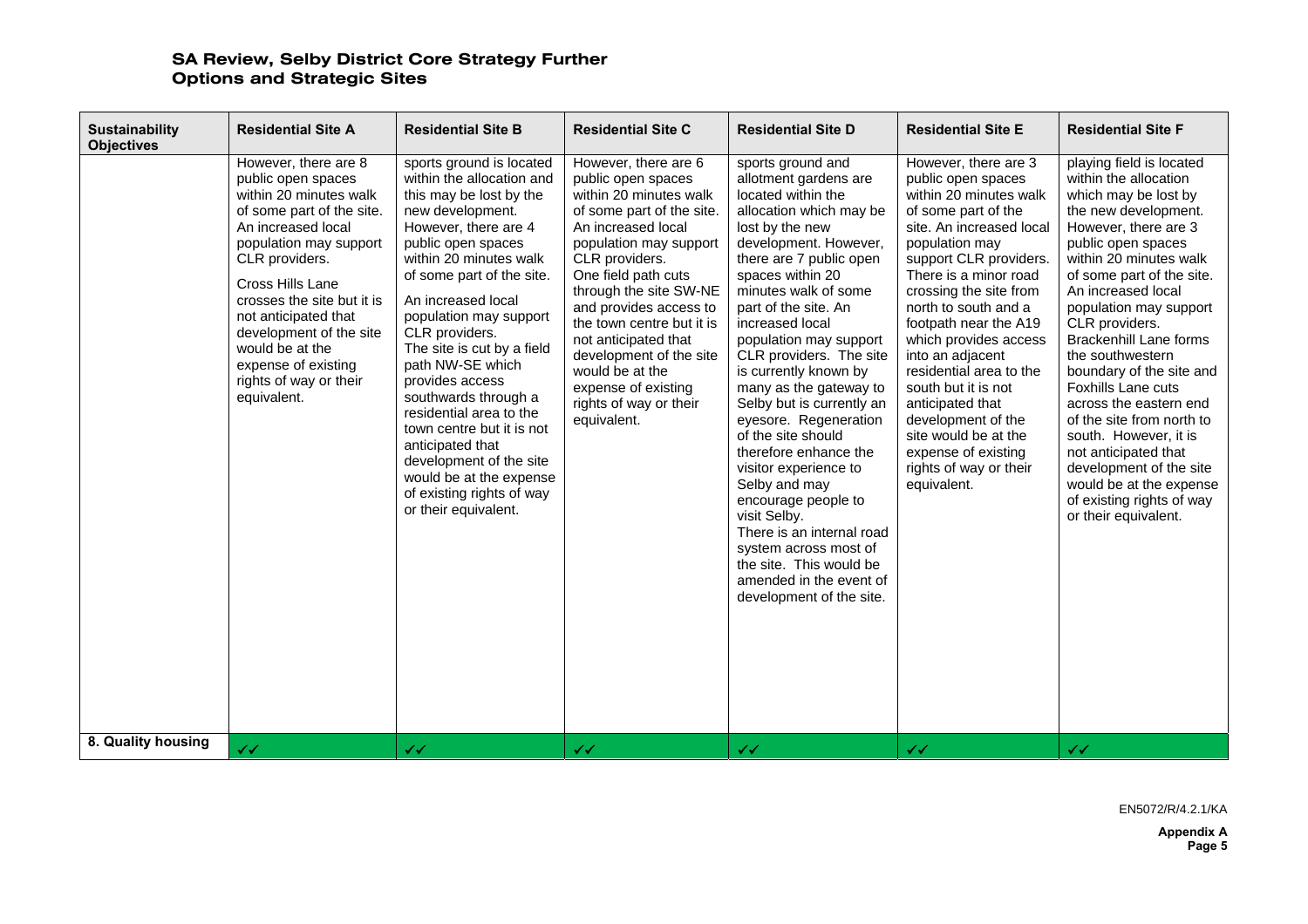## SA Review, Selby District Core Strategy Further Options and Strategic Sites

| Sustainability Objectives | Residential Site A | Residential Site B | Residential Site C | Residential Site D | Residential Site E | Residential Site F |
|---|---|---|---|---|---|---|
| | However, there are 8 public open spaces within 20 minutes walk of some part of the site. An increased local population may support CLR providers. Cross Hills Lane crosses the site but it is not anticipated that development of the site would be at the expense of existing rights of way or their equivalent. | sports ground is located within the allocation and this may be lost by the new development. However, there are 4 public open spaces within 20 minutes walk of some part of the site. An increased local population may support CLR providers. The site is cut by a field path NW-SE which provides access southwards through a residential area to the town centre but it is not anticipated that development of the site would be at the expense of existing rights of way or their equivalent. | However, there are 6 public open spaces within 20 minutes walk of some part of the site. An increased local population may support CLR providers. One field path cuts through the site SW-NE and provides access to the town centre but it is not anticipated that development of the site would be at the expense of existing rights of way or their equivalent. | sports ground and allotment gardens are located within the allocation which may be lost by the new development. However, there are 7 public open spaces within 20 minutes walk of some part of the site. An increased local population may support CLR providers. The site is currently known by many as the gateway to Selby but is currently an eyesore. Regeneration of the site should therefore enhance the visitor experience to Selby and may encourage people to visit Selby. There is an internal road system across most of the site. This would be amended in the event of development of the site. | However, there are 3 public open spaces within 20 minutes walk of some part of the site. An increased local population may support CLR providers. There is a minor road crossing the site from north to south and a footpath near the A19 which provides access into an adjacent residential area to the south but it is not anticipated that development of the site would be at the expense of existing rights of way or their equivalent. | playing field is located within the allocation which may be lost by the new development. However, there are 3 public open spaces within 20 minutes walk of some part of the site. An increased local population may support CLR providers. Brackenhill Lane forms the southwestern boundary of the site and Foxhills Lane cuts across the eastern end of the site from north to south. However, it is not anticipated that development of the site would be at the expense of existing rights of way or their equivalent. |
| **8. Quality housing** | ✓✓ | ✓✓ | ✓✓ | ✓✓ | ✓✓ | ✓✓ |

EN5072/R/4.2.1/KA

**Appendix A**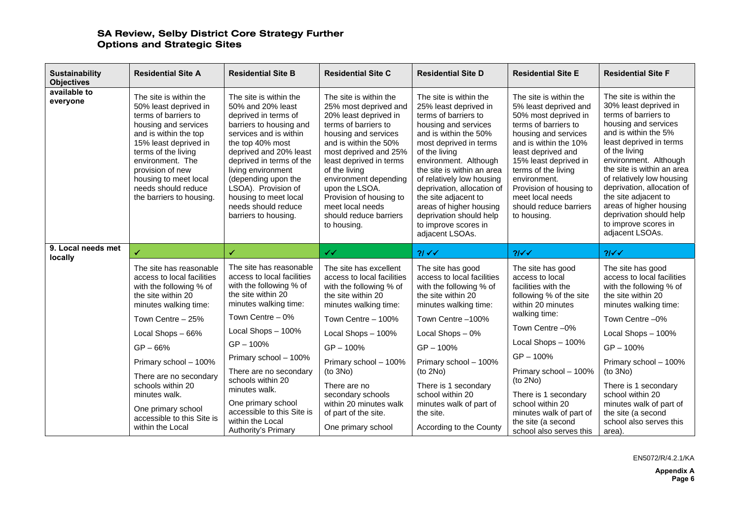## SA Review, Selby District Core Strategy Further Options and Strategic Sites

| Sustainability Objectives | Residential Site A | Residential Site B | Residential Site C | Residential Site D | Residential Site E | Residential Site F |
|---|---|---|---|---|---|---|
| available to everyone | The site is within the 50% least deprived in terms of barriers to housing and services and is within the top 15% least deprived in terms of the living environment. The provision of new housing to meet local needs should reduce the barriers to housing. | The site is within the 50% and 20% least deprived in terms of barriers to housing and services and is within the top 40% most deprived and 20% least deprived in terms of the living environment (depending upon the LSOA). Provision of housing to meet local needs should reduce barriers to housing. | The site is within the 25% most deprived and 20% least deprived in terms of barriers to housing and services and is within the 50% most deprived and 25% least deprived in terms of the living environment depending upon the LSOA. Provision of housing to meet local needs should reduce barriers to housing. | The site is within the 25% least deprived in terms of barriers to housing and services and is within the 50% most deprived in terms of the living environment. Although the site is within an area of relatively low housing deprivation, allocation of the site adjacent to areas of higher housing deprivation should help to improve scores in adjacent LSOAs. | The site is within the 5% least deprived and 50% most deprived in terms of barriers to housing and services and is within the 10% least deprived and 15% least deprived in terms of the living environment. Provision of housing to meet local needs should reduce barriers to housing. | The site is within the 30% least deprived in terms of barriers to housing and services and is within the 5% least deprived in terms of the living environment. Although the site is within an area of relatively low housing deprivation, allocation of the site adjacent to areas of higher housing deprivation should help to improve scores in adjacent LSOAs. |
| 9. Local needs met locally | ✓ | ✓ | ✓✓ | ?/ ✓✓ | ?/✓✓ | ?/✓✓ |
| | The site has reasonable access to local facilities with the following % of the site within 20 minutes walking time:<br><br>Town Centre – 25%<br><br>Local Shops – 66%<br><br>GP – 66%<br><br>Primary school – 100%<br><br>There are no secondary schools within 20 minutes walk.<br><br>One primary school accessible to this Site is within the Local | The site has reasonable access to local facilities with the following % of the site within 20 minutes walking time:<br><br>Town Centre – 0%<br><br>Local Shops – 100%<br><br>GP – 100%<br><br>Primary school – 100%<br><br>There are no secondary schools within 20 minutes walk.<br><br>One primary school accessible to this Site is within the Local Authority's Primary | The site has excellent access to local facilities with the following % of the site within 20 minutes walking time:<br><br>Town Centre – 100%<br><br>Local Shops – 100%<br><br>GP – 100%<br><br>Primary school – 100% (to 3No)<br><br>There are no secondary schools within 20 minutes walk of part of the site.<br><br>One primary school | The site has good access to local facilities with the following % of the site within 20 minutes walking time:<br><br>Town Centre –100%<br><br>Local Shops – 0%<br><br>GP – 100%<br><br>Primary school – 100% (to 2No)<br><br>There is 1 secondary school within 20 minutes walk of part of the site.<br><br>According to the County | The site has good access to local facilities with the following % of the site within 20 minutes walking time:<br><br>Town Centre –0%<br><br>Local Shops – 100%<br><br>GP – 100%<br><br>Primary school – 100% (to 2No)<br><br>There is 1 secondary school within 20 minutes walk of part of the site (a second school also serves this | The site has good access to local facilities with the following % of the site within 20 minutes walking time:<br><br>Town Centre –0%<br><br>Local Shops – 100%<br><br>GP – 100%<br><br>Primary school – 100% (to 3No)<br><br>There is 1 secondary school within 20 minutes walk of part of the site (a second school also serves this area). |

EN5072/R/4.2.1/KA

**Appendix A**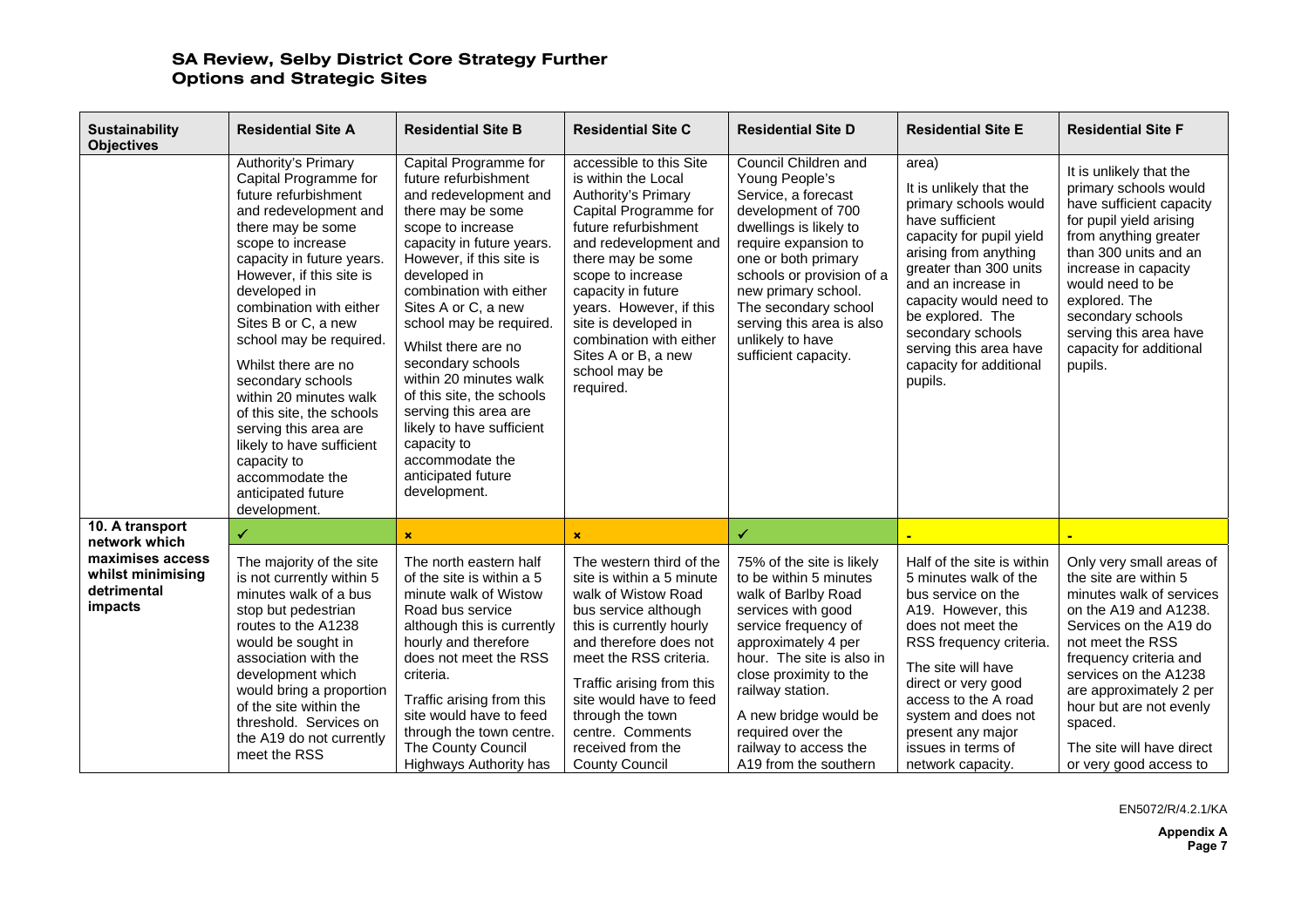## SA Review, Selby District Core Strategy Further Options and Strategic Sites

| Sustainability Objectives | Residential Site A | Residential Site B | Residential Site C | Residential Site D | Residential Site E | Residential Site F |
|---|---|---|---|---|---|---|
| | Authority's Primary Capital Programme for future refurbishment and redevelopment and there may be some scope to increase capacity in future years. However, if this site is developed in combination with either Sites B or C, a new school may be required. Whilst there are no secondary schools within 20 minutes walk of this site, the schools serving this area are likely to have sufficient capacity to accommodate the anticipated future development. | Capital Programme for future refurbishment and redevelopment and there may be some scope to increase capacity in future years. However, if this site is developed in combination with either Sites A or C, a new school may be required. Whilst there are no secondary schools within 20 minutes walk of this site, the schools serving this area are likely to have sufficient capacity to accommodate the anticipated future development. | accessible to this Site is within the Local Authority's Primary Capital Programme for future refurbishment and redevelopment and there may be some scope to increase capacity in future years. However, if this site is developed in combination with either Sites A or B, a new school may be required. | Council Children and Young People's Service, a forecast development of 700 dwellings is likely to require expansion to one or both primary schools or provision of a new primary school. The secondary school serving this area is also unlikely to have sufficient capacity. | area) It is unlikely that the primary schools would have sufficient capacity for pupil yield arising from anything greater than 300 units and an increase in capacity would need to be explored. The secondary schools serving this area have capacity for additional pupils. | It is unlikely that the primary schools would have sufficient capacity for pupil yield arising from anything greater than 300 units and an increase in capacity would need to be explored. The secondary schools serving this area have capacity for additional pupils. |
| **10. A transport network which maximises access whilst minimising detrimental impacts** | ✓ | × | × | ✓ | - | - |
| | The majority of the site is not currently within 5 minutes walk of a bus stop but pedestrian routes to the A1238 would be sought in association with the development which would bring a proportion of the site within the threshold. Services on the A19 do not currently meet the RSS | The north eastern half of the site is within a 5 minute walk of Wistow Road bus service although this is currently hourly and therefore does not meet the RSS criteria. Traffic arising from this site would have to feed through the town centre. The County Council Highways Authority has | The western third of the site is within a 5 minute walk of Wistow Road bus service although this is currently hourly and therefore does not meet the RSS criteria. Traffic arising from this site would have to feed through the town centre. Comments received from the County Council | 75% of the site is likely to be within 5 minutes walk of Barlby Road services with good service frequency of approximately 4 per hour. The site is also in close proximity to the railway station. A new bridge would be required over the railway to access the A19 from the southern | Half of the site is within 5 minutes walk of the bus service on the A19. However, this does not meet the RSS frequency criteria. The site will have direct or very good access to the A road system and does not present any major issues in terms of network capacity. | Only very small areas of the site are within 5 minutes walk of services on the A19 and A1238. Services on the A19 do not meet the RSS frequency criteria and services on the A1238 are approximately 2 per hour but are not evenly spaced. The site will have direct or very good access to |

EN5072/R/4.2.1/KA

**Appendix A**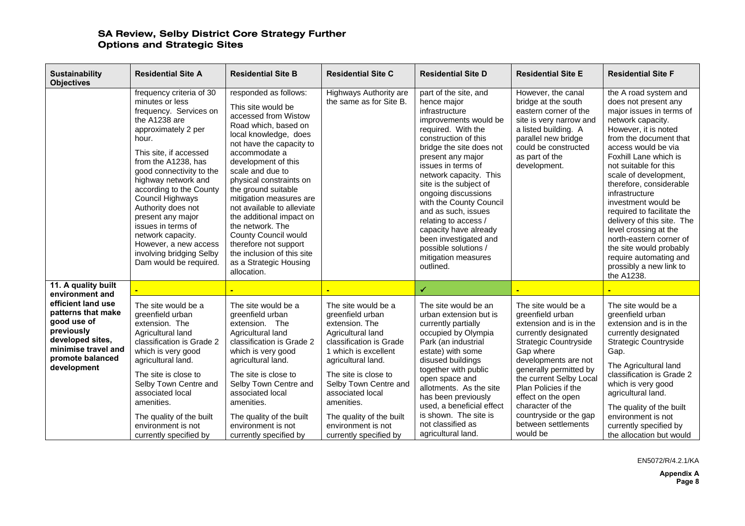## SA Review, Selby District Core Strategy Further Options and Strategic Sites

| Sustainability Objectives | Residential Site A | Residential Site B | Residential Site C | Residential Site D | Residential Site E | Residential Site F |
|---|---|---|---|---|---|---|
| | frequency criteria of 30 minutes or less frequency. Services on the A1238 are approximately 2 per hour.<br><br>This site, if accessed from the A1238, has good connectivity to the highway network and according to the County Council Highways Authority does not present any major issues in terms of network capacity. However, a new access involving bridging Selby Dam would be required. | responded as follows:<br><br>This site would be accessed from Wistow Road which, based on local knowledge, does not have the capacity to accommodate a development of this scale and due to physical constraints on the ground suitable mitigation measures are not available to alleviate the additional impact on the network. The County Council would therefore not support the inclusion of this site as a Strategic Housing allocation. | Highways Authority are the same as for Site B. | part of the site, and hence major infrastructure improvements would be required. With the construction of this bridge the site does not present any major issues in terms of network capacity. This site is the subject of ongoing discussions with the County Council and as such, issues relating to access / capacity have already been investigated and possible solutions / mitigation measures outlined. | However, the canal bridge at the south eastern corner of the site is very narrow and a listed building. A parallel new bridge could be constructed as part of the development. | the A road system and does not present any major issues in terms of network capacity. However, it is noted from the document that access would be via Foxhill Lane which is not suitable for this scale of development, therefore, considerable infrastructure investment would be required to facilitate the delivery of this site. The level crossing at the north-eastern corner of the site would probably require automating and prossibly a new link to the A1238. |
| **11. A quality built environment and efficient land use patterns that make good use of previously developed sites, minimise travel and promote balanced development** | - | - | - | ✓ | - | - |
| | The site would be a greenfield urban extension. The Agricultural land classification is Grade 2 which is very good agricultural land.<br><br>The site is close to Selby Town Centre and associated local amenities.<br><br>The quality of the built environment is not currently specified by | The site would be a greenfield urban extension. The Agricultural land classification is Grade 2 which is very good agricultural land.<br><br>The site is close to Selby Town Centre and associated local amenities.<br><br>The quality of the built environment is not currently specified by | The site would be a greenfield urban extension. The Agricultural land classification is Grade 1 which is excellent agricultural land.<br><br>The site is close to Selby Town Centre and associated local amenities.<br><br>The quality of the built environment is not currently specified by | The site would be an urban extension but is currently partially occupied by Olympia Park (an industrial estate) with some disused buildings together with public open space and allotments. As the site has been previously used, a beneficial effect is shown. The site is not classified as agricultural land. | The site would be a greenfield urban extension and is in the currently designated Strategic Countryside Gap where developments are not generally permitted by the current Selby Local Plan Policies if the effect on the open character of the countryside or the gap between settlements would be | The site would be a greenfield urban extension and is in the currently designated Strategic Countryside Gap.<br><br>The Agricultural land classification is Grade 2 which is very good agricultural land.<br><br>The quality of the built environment is not currently specified by the allocation but would |

EN5072/R/4.2.1/KA

**Appendix A**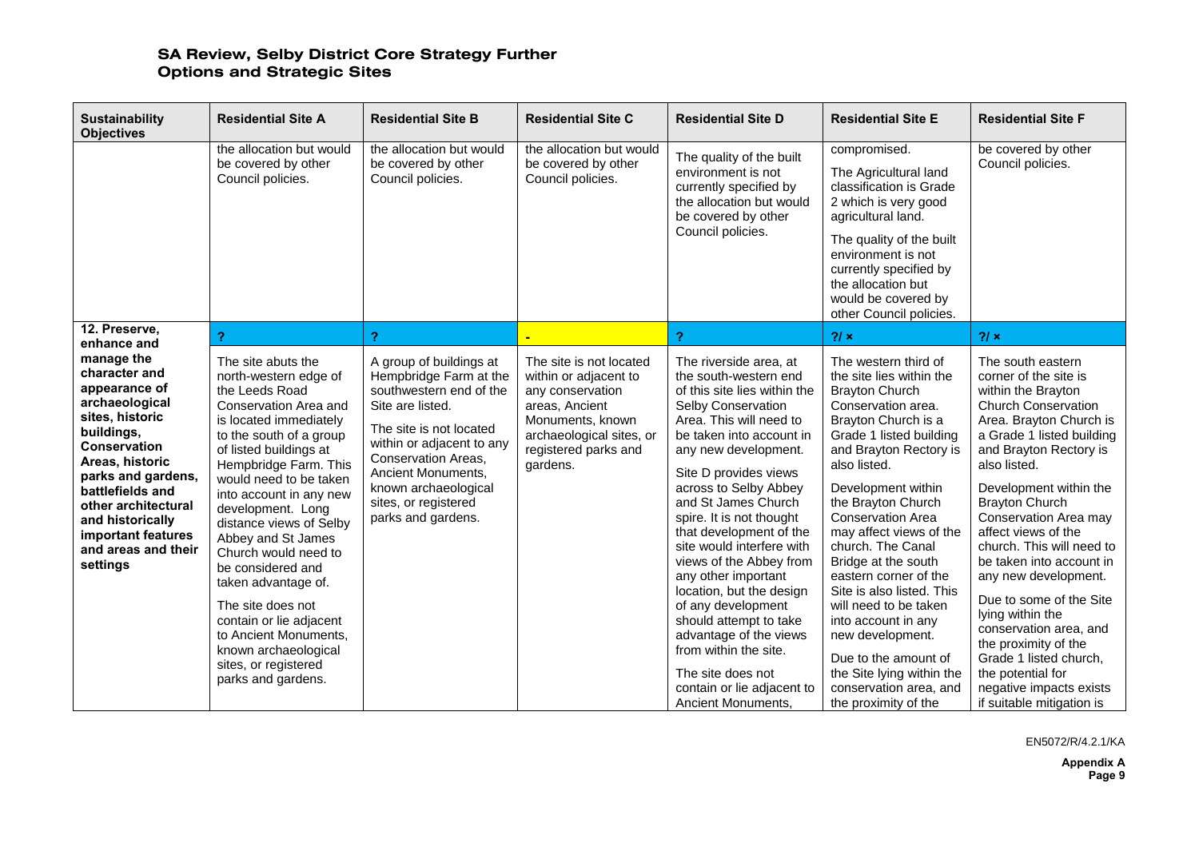| Sustainability Objectives | Residential Site A | Residential Site B | Residential Site C | Residential Site D | Residential Site E | Residential Site F |
|---|---|---|---|---|---|---|
| | the allocation but would be covered by other Council policies. | the allocation but would be covered by other Council policies. | the allocation but would be covered by other Council policies. | The quality of the built environment is not currently specified by the allocation but would be covered by other Council policies. | compromised.<br><br>The Agricultural land classification is Grade 2 which is very good agricultural land.<br><br>The quality of the built environment is not currently specified by the allocation but would be covered by other Council policies. | be covered by other Council policies. |
| **12. Preserve, enhance and manage the character and appearance of archaeological sites, historic buildings, Conservation Areas, historic parks and gardens, battlefields and other architectural and historically important features and areas and their settings** | ? | ? | - | ? | ?/ × | ?/ × |
| | The site abuts the north-western edge of the Leeds Road Conservation Area and is located immediately to the south of a group of listed buildings at Hempbridge Farm. This would need to be taken into account in any new development. Long distance views of Selby Abbey and St James Church would need to be considered and taken advantage of.<br><br>The site does not contain or lie adjacent to Ancient Monuments, known archaeological sites, or registered parks and gardens. | A group of buildings at Hempbridge Farm at the southwestern end of the Site are listed.<br><br>The site is not located within or adjacent to any Conservation Areas, Ancient Monuments, known archaeological sites, or registered parks and gardens. | The site is not located within or adjacent to any conservation areas, Ancient Monuments, known archaeological sites, or registered parks and gardens. | The riverside area, at the south-western end of this site lies within the Selby Conservation Area. This will need to be taken into account in any new development.<br><br>Site D provides views across to Selby Abbey and St James Church spire. It is not thought that development of the site would interfere with views of the Abbey from any other important location, but the design of any development should attempt to take advantage of the views from within the site.<br><br>The site does not contain or lie adjacent to Ancient Monuments, | The western third of the site lies within the Brayton Church Conservation area. Brayton Church is a Grade 1 listed building and Brayton Rectory is also listed.<br><br>Development within the Brayton Church Conservation Area may affect views of the church. The Canal Bridge at the south eastern corner of the Site is also listed. This will need to be taken into account in any new development.<br><br>Due to the amount of the Site lying within the conservation area, and the proximity of the | The south eastern corner of the site is within the Brayton Church Conservation Area. Brayton Church is a Grade 1 listed building and Brayton Rectory is also listed.<br><br>Development within the Brayton Church Conservation Area may affect views of the church. This will need to be taken into account in any new development.<br><br>Due to some of the Site lying within the conservation area, and the proximity of the Grade 1 listed church, the potential for negative impacts exists if suitable mitigation is |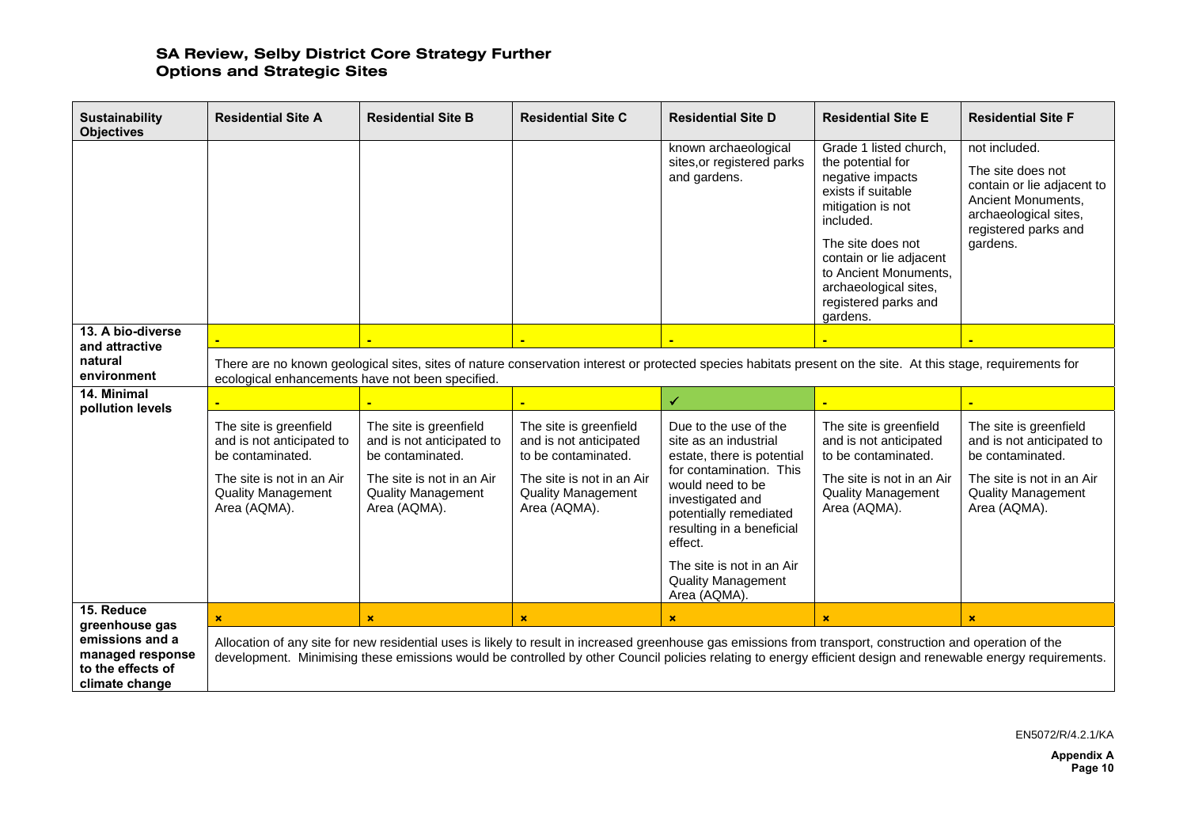# SA Review, Selby District Core Strategy Further Options and Strategic Sites

| Sustainability Objectives | Residential Site A | Residential Site B | Residential Site C | Residential Site D | Residential Site E | Residential Site F |
|---|---|---|---|---|---|---|
| | | | | known archaeological sites,or registered parks and gardens. | Grade 1 listed church, the potential for negative impacts exists if suitable mitigation is not included. The site does not contain or lie adjacent to Ancient Monuments, archaeological sites, registered parks and gardens. | not included. The site does not contain or lie adjacent to Ancient Monuments, archaeological sites, registered parks and gardens. |
| 13. A bio-diverse and attractive natural environment | - | - | - | - | - | - |
| | There are no known geological sites, sites of nature conservation interest or protected species habitats present on the site. At this stage, requirements for ecological enhancements have not been specified. | | | | | |
| 14. Minimal pollution levels | - | - | - | ✓ | - | - |
| | The site is greenfield and is not anticipated to be contaminated. The site is not in an Air Quality Management Area (AQMA). | The site is greenfield and is not anticipated to be contaminated. The site is not in an Air Quality Management Area (AQMA). | The site is greenfield and is not anticipated to be contaminated. The site is not in an Air Quality Management Area (AQMA). | Due to the use of the site as an industrial estate, there is potential for contamination. This would need to be investigated and potentially remediated resulting in a beneficial effect. The site is not in an Air Quality Management Area (AQMA). | The site is greenfield and is not anticipated to be contaminated. The site is not in an Air Quality Management Area (AQMA). | The site is greenfield and is not anticipated to be contaminated. The site is not in an Air Quality Management Area (AQMA). |
| 15. Reduce greenhouse gas emissions and a managed response to the effects of climate change | × | × | × | × | × | × |
| | Allocation of any site for new residential uses is likely to result in increased greenhouse gas emissions from transport, construction and operation of the development. Minimising these emissions would be controlled by other Council policies relating to energy efficient design and renewable energy requirements. | | | | | |

EN5072/R/4.2.1/KA

Appendix A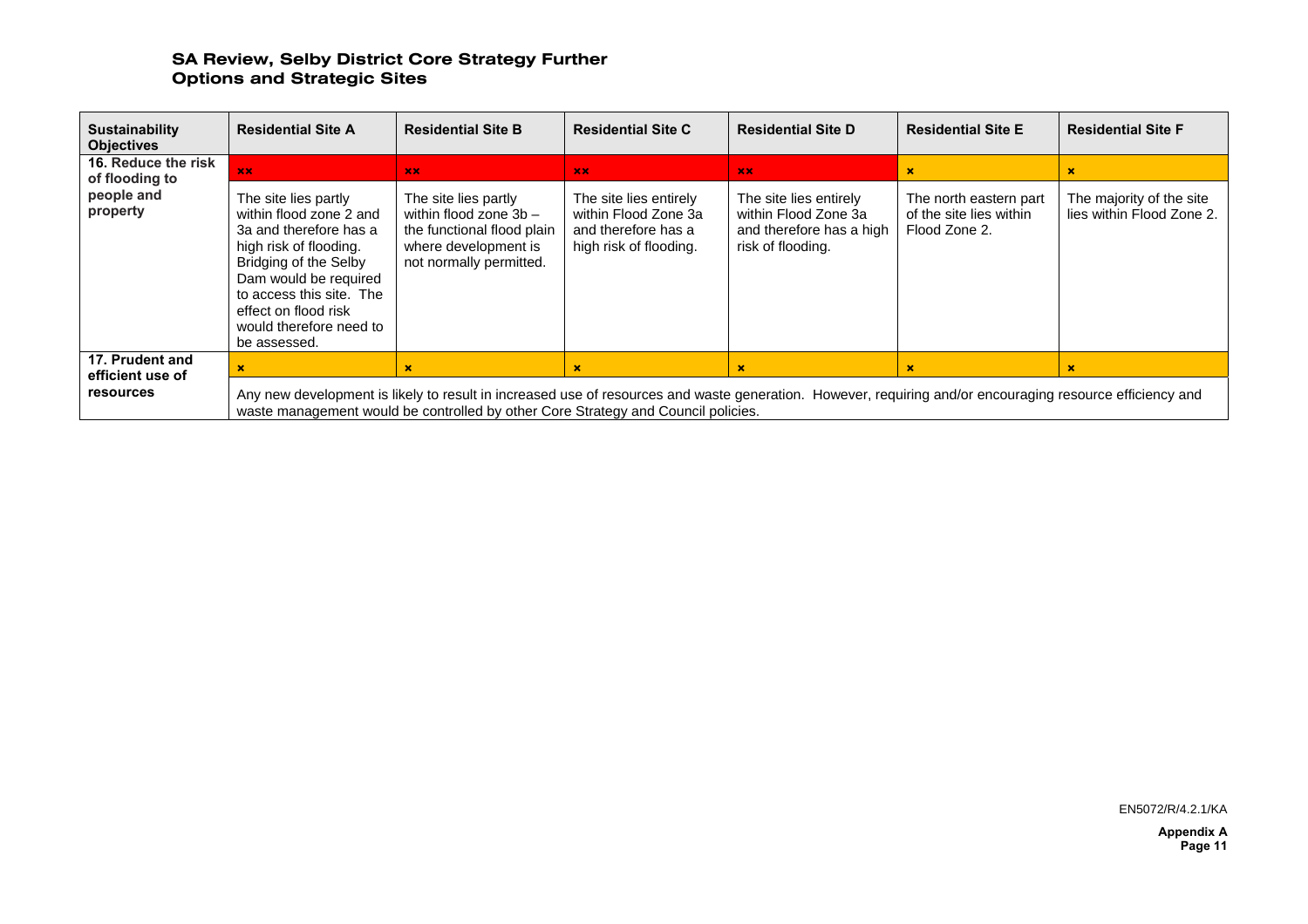| Sustainability Objectives | Residential Site A | Residential Site B | Residential Site C | Residential Site D | Residential Site E | Residential Site F |
|---|---|---|---|---|---|---|
| 16. Reduce the risk of flooding to people and property | ×× | ×× | ×× | ×× | × | × |
| | The site lies partly within flood zone 2 and 3a and therefore has a high risk of flooding. Bridging of the Selby Dam would be required to access this site. The effect on flood risk would therefore need to be assessed. | The site lies partly within flood zone 3b – the functional flood plain where development is not normally permitted. | The site lies entirely within Flood Zone 3a and therefore has a high risk of flooding. | The site lies entirely within Flood Zone 3a and therefore has a high risk of flooding. | The north eastern part of the site lies within Flood Zone 2. | The majority of the site lies within Flood Zone 2. |
| 17. Prudent and efficient use of resources | × | × | × | × | × | × |
| | Any new development is likely to result in increased use of resources and waste generation. However, requiring and/or encouraging resource efficiency and waste management would be controlled by other Core Strategy and Council policies. | | | | | |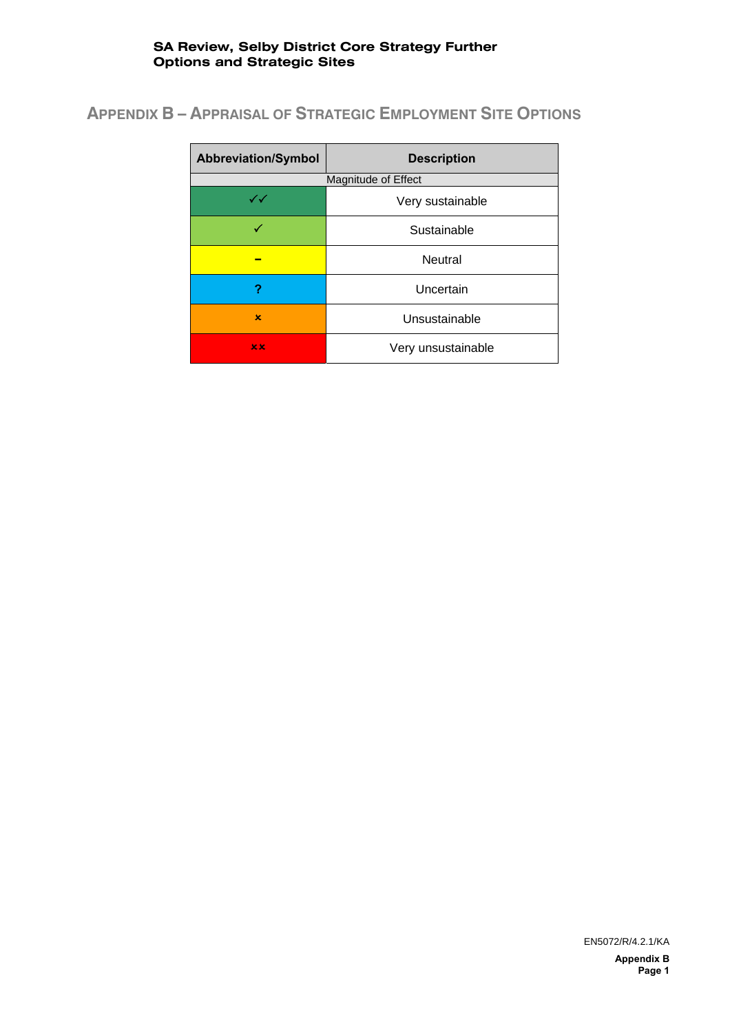## Appendix B – Appraisal of Strategic Employment Site Options

| Abbreviation/Symbol | Description |
| --- | --- |
| Magnitude of Effect | |
| ✓✓ | Very sustainable |
| ✓ | Sustainable |
| – | Neutral |
| ? | Uncertain |
| × | Unsustainable |
| ×× | Very unsustainable |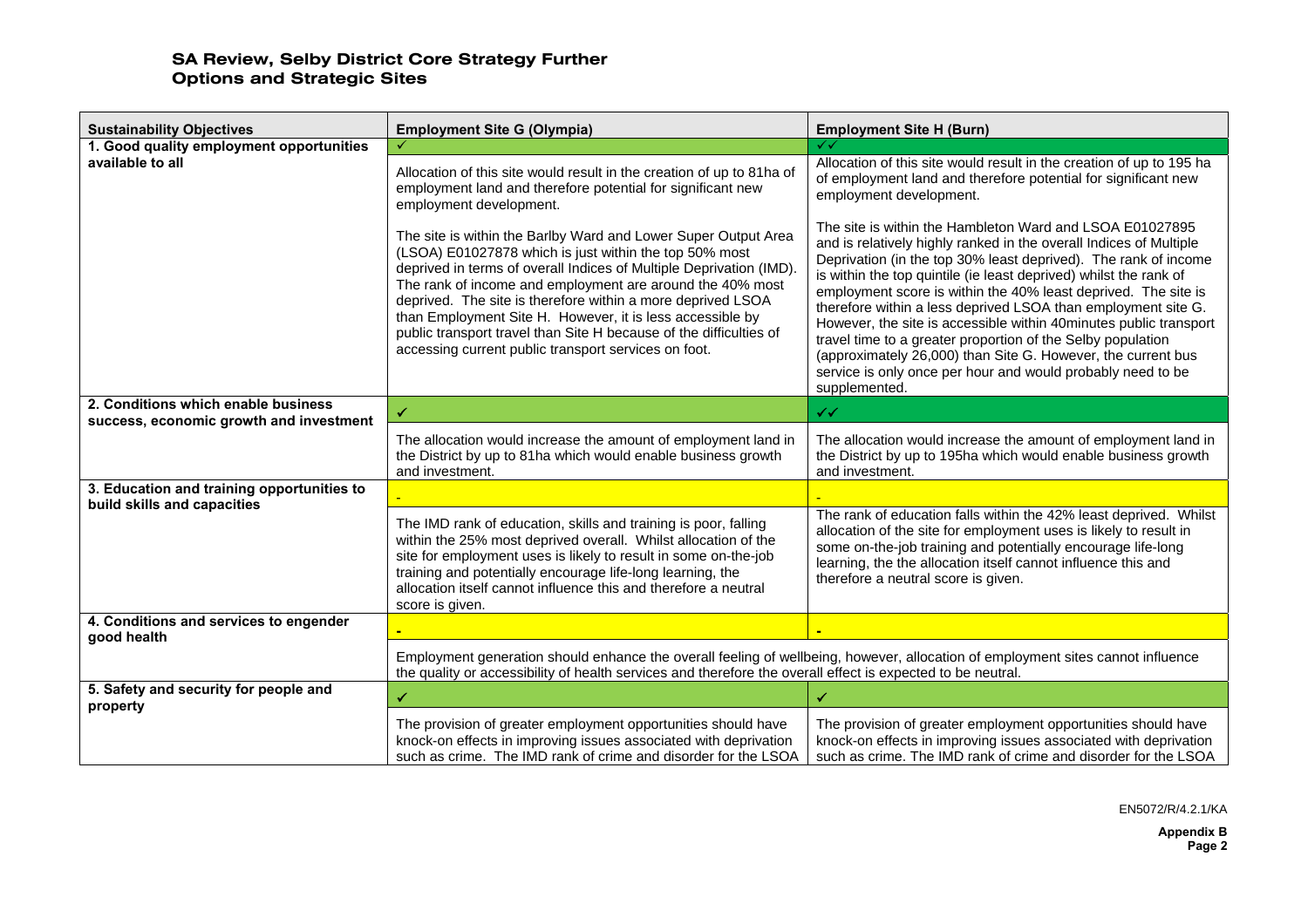# SA Review, Selby District Core Strategy Further Options and Strategic Sites

| Sustainability Objectives | Employment Site G (Olympia) | Employment Site H (Burn) |
|---|---|---|
| 1. Good quality employment opportunities available to all | ✓ | ✓✓ |
| | Allocation of this site would result in the creation of up to 81ha of employment land and therefore potential for significant new employment development.<br><br>The site is within the Barlby Ward and Lower Super Output Area (LSOA) E01027878 which is just within the top 50% most deprived in terms of overall Indices of Multiple Deprivation (IMD). The rank of income and employment are around the 40% most deprived. The site is therefore within a more deprived LSOA than Employment Site H. However, it is less accessible by public transport travel than Site H because of the difficulties of accessing current public transport services on foot. | Allocation of this site would result in the creation of up to 195 ha of employment land and therefore potential for significant new employment development.<br><br>The site is within the Hambleton Ward and LSOA E01027895 and is relatively highly ranked in the overall Indices of Multiple Deprivation (in the top 30% least deprived). The rank of income is within the top quintile (ie least deprived) whilst the rank of employment score is within the 40% least deprived. The site is therefore within a less deprived LSOA than employment site G. However, the site is accessible within 40minutes public transport travel time to a greater proportion of the Selby population (approximately 26,000) than Site G. However, the current bus service is only once per hour and would probably need to be supplemented. |
| 2. Conditions which enable business success, economic growth and investment | ✓ | ✓✓ |
| | The allocation would increase the amount of employment land in the District by up to 81ha which would enable business growth and investment. | The allocation would increase the amount of employment land in the District by up to 195ha which would enable business growth and investment. |
| 3. Education and training opportunities to build skills and capacities | - | - |
| | The IMD rank of education, skills and training is poor, falling within the 25% most deprived overall. Whilst allocation of the site for employment uses is likely to result in some on-the-job training and potentially encourage life-long learning, the allocation itself cannot influence this and therefore a neutral score is given. | The rank of education falls within the 42% least deprived. Whilst allocation of the site for employment uses is likely to result in some on-the-job training and potentially encourage life-long learning, the the allocation itself cannot influence this and therefore a neutral score is given. |
| 4. Conditions and services to engender good health | - | - |
| | Employment generation should enhance the overall feeling of wellbeing, however, allocation of employment sites cannot influence the quality or accessibility of health services and therefore the overall effect is expected to be neutral. | |
| 5. Safety and security for people and property | ✓ | ✓ |
| | The provision of greater employment opportunities should have knock-on effects in improving issues associated with deprivation such as crime. The IMD rank of crime and disorder for the LSOA | The provision of greater employment opportunities should have knock-on effects in improving issues associated with deprivation such as crime. The IMD rank of crime and disorder for the LSOA |

EN5072/R/4.2.1/KA

**Appendix B**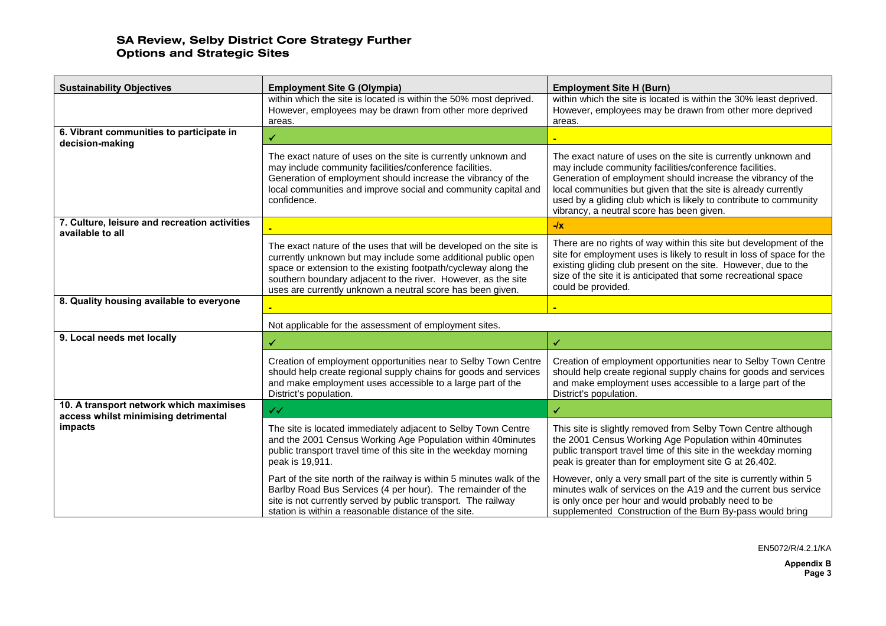| Sustainability Objectives | Employment Site G (Olympia) | Employment Site H (Burn) |
|---|---|---|
| | within which the site is located is within the 50% most deprived. However, employees may be drawn from other more deprived areas. | within which the site is located is within the 30% least deprived. However, employees may be drawn from other more deprived areas. |
| **6. Vibrant communities to participate in decision-making** | ✓ | - |
| | The exact nature of uses on the site is currently unknown and may include community facilities/conference facilities. Generation of employment should increase the vibrancy of the local communities and improve social and community capital and confidence. | The exact nature of uses on the site is currently unknown and may include community facilities/conference facilities. Generation of employment should increase the vibrancy of the local communities but given that the site is already currently used by a gliding club which is likely to contribute to community vibrancy, a neutral score has been given. |
| **7. Culture, leisure and recreation activities available to all** | - | -/x |
| | The exact nature of the uses that will be developed on the site is currently unknown but may include some additional public open space or extension to the existing footpath/cycleway along the southern boundary adjacent to the river. However, as the site uses are currently unknown a neutral score has been given. | There are no rights of way within this site but development of the site for employment uses is likely to result in loss of space for the existing gliding club present on the site. However, due to the size of the site it is anticipated that some recreational space could be provided. |
| **8. Quality housing available to everyone** | - | - |
| | Not applicable for the assessment of employment sites. | |
| **9. Local needs met locally** | ✓ | ✓ |
| | Creation of employment opportunities near to Selby Town Centre should help create regional supply chains for goods and services and make employment uses accessible to a large part of the District's population. | Creation of employment opportunities near to Selby Town Centre should help create regional supply chains for goods and services and make employment uses accessible to a large part of the District's population. |
| **10. A transport network which maximises access whilst minimising detrimental impacts** | ✓✓ | ✓ |
| | The site is located immediately adjacent to Selby Town Centre and the 2001 Census Working Age Population within 40minutes public transport travel time of this site in the weekday morning peak is 19,911.<br><br>Part of the site north of the railway is within 5 minutes walk of the Barlby Road Bus Services (4 per hour). The remainder of the site is not currently served by public transport. The railway station is within a reasonable distance of the site. | This site is slightly removed from Selby Town Centre although the 2001 Census Working Age Population within 40minutes public transport travel time of this site in the weekday morning peak is greater than for employment site G at 26,402.<br><br>However, only a very small part of the site is currently within 5 minutes walk of services on the A19 and the current bus service is only once per hour and would probably need to be supplemented Construction of the Burn By-pass would bring |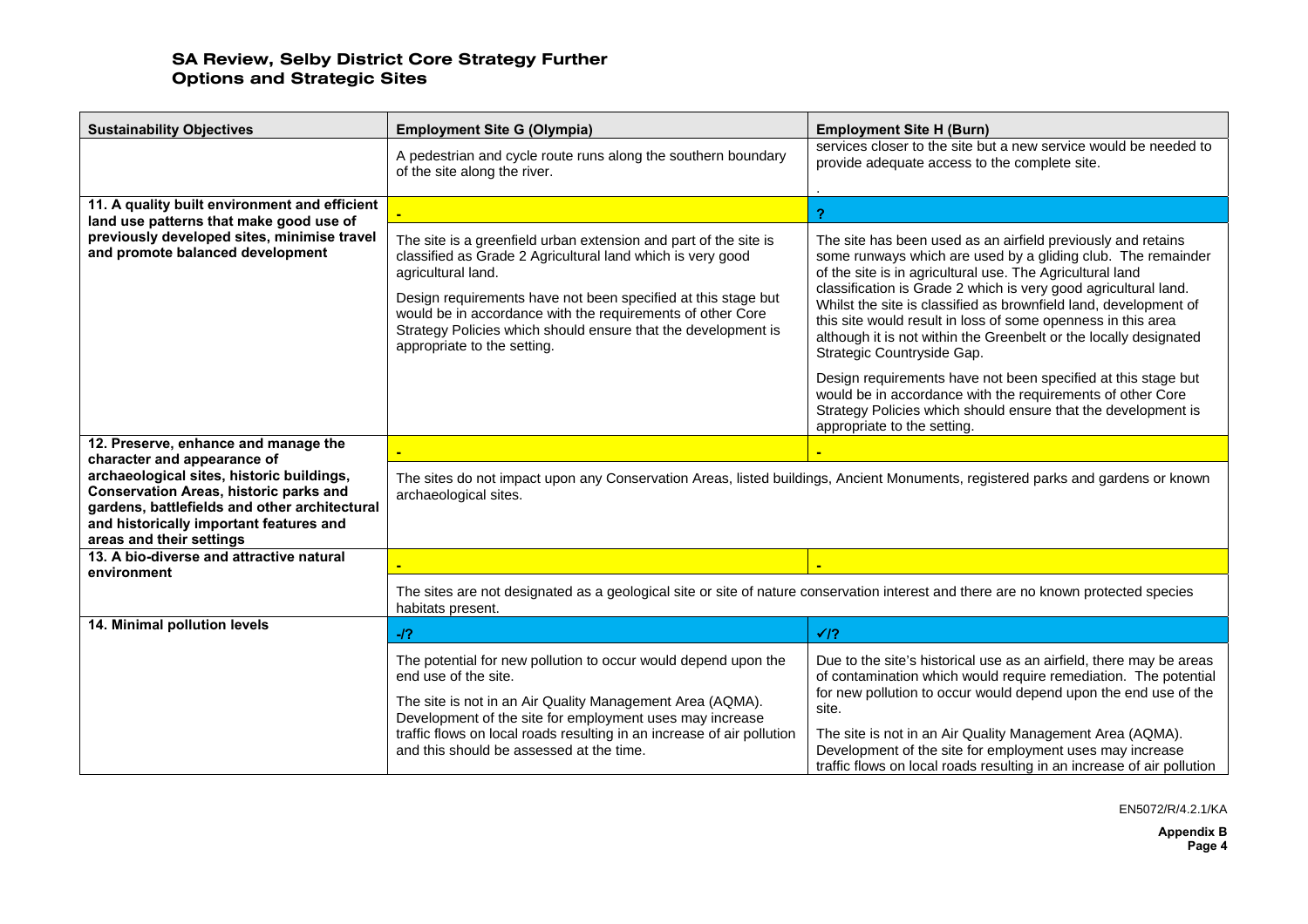# SA Review, Selby District Core Strategy Further Options and Strategic Sites

| Sustainability Objectives | Employment Site G (Olympia) | Employment Site H (Burn) |
|---|---|---|
| | A pedestrian and cycle route runs along the southern boundary of the site along the river. | services closer to the site but a new service would be needed to provide adequate access to the complete site. . |
| **11. A quality built environment and efficient land use patterns that make good use of previously developed sites, minimise travel and promote balanced development** | - | ? |
| | The site is a greenfield urban extension and part of the site is classified as Grade 2 Agricultural land which is very good agricultural land.<br><br>Design requirements have not been specified at this stage but would be in accordance with the requirements of other Core Strategy Policies which should ensure that the development is appropriate to the setting. | The site has been used as an airfield previously and retains some runways which are used by a gliding club. The remainder of the site is in agricultural use. The Agricultural land classification is Grade 2 which is very good agricultural land. Whilst the site is classified as brownfield land, development of this site would result in loss of some openness in this area although it is not within the Greenbelt or the locally designated Strategic Countryside Gap.<br><br>Design requirements have not been specified at this stage but would be in accordance with the requirements of other Core Strategy Policies which should ensure that the development is appropriate to the setting. |
| **12. Preserve, enhance and manage the character and appearance of archaeological sites, historic buildings, Conservation Areas, historic parks and gardens, battlefields and other architectural and historically important features and areas and their settings** | - | - |
| | The sites do not impact upon any Conservation Areas, listed buildings, Ancient Monuments, registered parks and gardens or known archaeological sites. | |
| **13. A bio-diverse and attractive natural environment** | - | - |
| | The sites are not designated as a geological site or site of nature conservation interest and there are no known protected species habitats present. | |
| **14. Minimal pollution levels** | -/? | ✓/? |
| | The potential for new pollution to occur would depend upon the end use of the site.<br><br>The site is not in an Air Quality Management Area (AQMA). Development of the site for employment uses may increase traffic flows on local roads resulting in an increase of air pollution and this should be assessed at the time. | Due to the site's historical use as an airfield, there may be areas of contamination which would require remediation. The potential for new pollution to occur would depend upon the end use of the site.<br><br>The site is not in an Air Quality Management Area (AQMA). Development of the site for employment uses may increase traffic flows on local roads resulting in an increase of air pollution |

EN5072/R/4.2.1/KA

**Appendix B**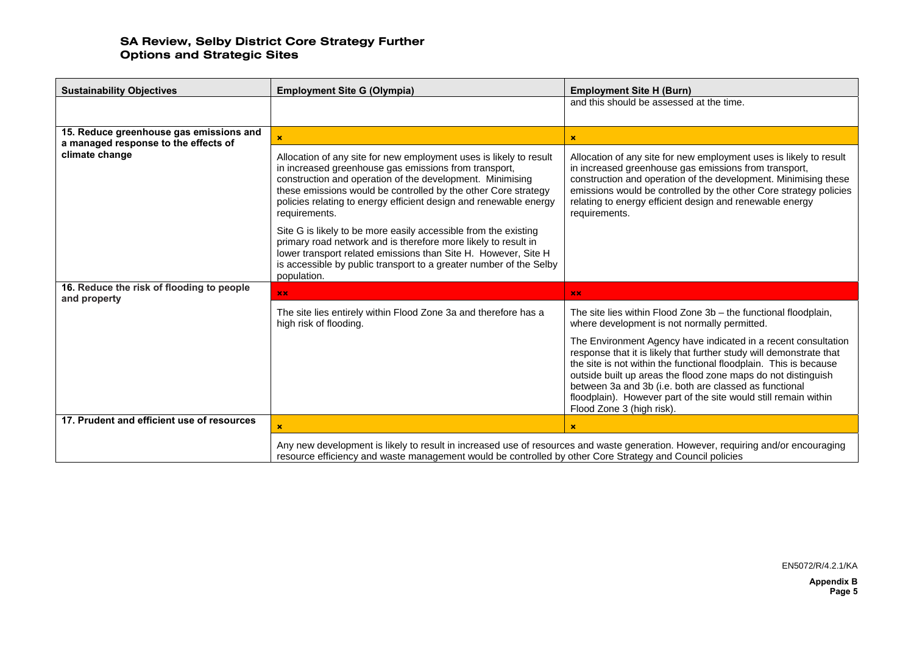| Sustainability Objectives | Employment Site G (Olympia) | Employment Site H (Burn) |
|---|---|---|
| | | and this should be assessed at the time. |
| **15. Reduce greenhouse gas emissions and a managed response to the effects of climate change** | × | × |
| | Allocation of any site for new employment uses is likely to result in increased greenhouse gas emissions from transport, construction and operation of the development. Minimising these emissions would be controlled by the other Core strategy policies relating to energy efficient design and renewable energy requirements.<br><br>Site G is likely to be more easily accessible from the existing primary road network and is therefore more likely to result in lower transport related emissions than Site H. However, Site H is accessible by public transport to a greater number of the Selby population. | Allocation of any site for new employment uses is likely to result in increased greenhouse gas emissions from transport, construction and operation of the development. Minimising these emissions would be controlled by the other Core strategy policies relating to energy efficient design and renewable energy requirements. |
| **16. Reduce the risk of flooding to people and property** | ×× | ×× |
| | The site lies entirely within Flood Zone 3a and therefore has a high risk of flooding. | The site lies within Flood Zone 3b – the functional floodplain, where development is not normally permitted.<br><br>The Environment Agency have indicated in a recent consultation response that it is likely that further study will demonstrate that the site is not within the functional floodplain. This is because outside built up areas the flood zone maps do not distinguish between 3a and 3b (i.e. both are classed as functional floodplain). However part of the site would still remain within Flood Zone 3 (high risk). |
| **17. Prudent and efficient use of resources** | × | × |
| | Any new development is likely to result in increased use of resources and waste generation. However, requiring and/or encouraging resource efficiency and waste management would be controlled by other Core Strategy and Council policies | |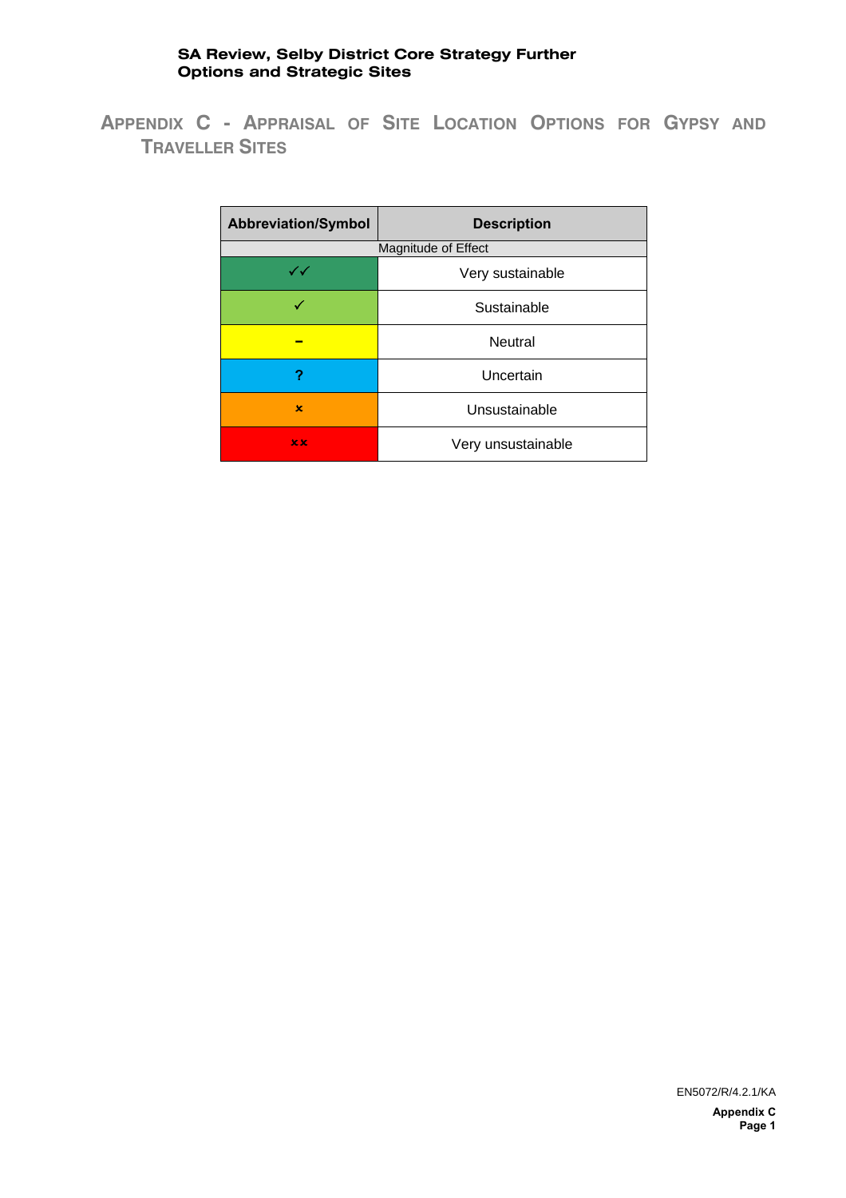# Appendix C - Appraisal of Site Location Options for Gypsy and Traveller Sites

| Abbreviation/Symbol | Description |
|---|---|
| Magnitude of Effect | |
| ✓✓ | Very sustainable |
| ✓ | Sustainable |
| – | Neutral |
| ? | Uncertain |
| × | Unsustainable |
| ×× | Very unsustainable |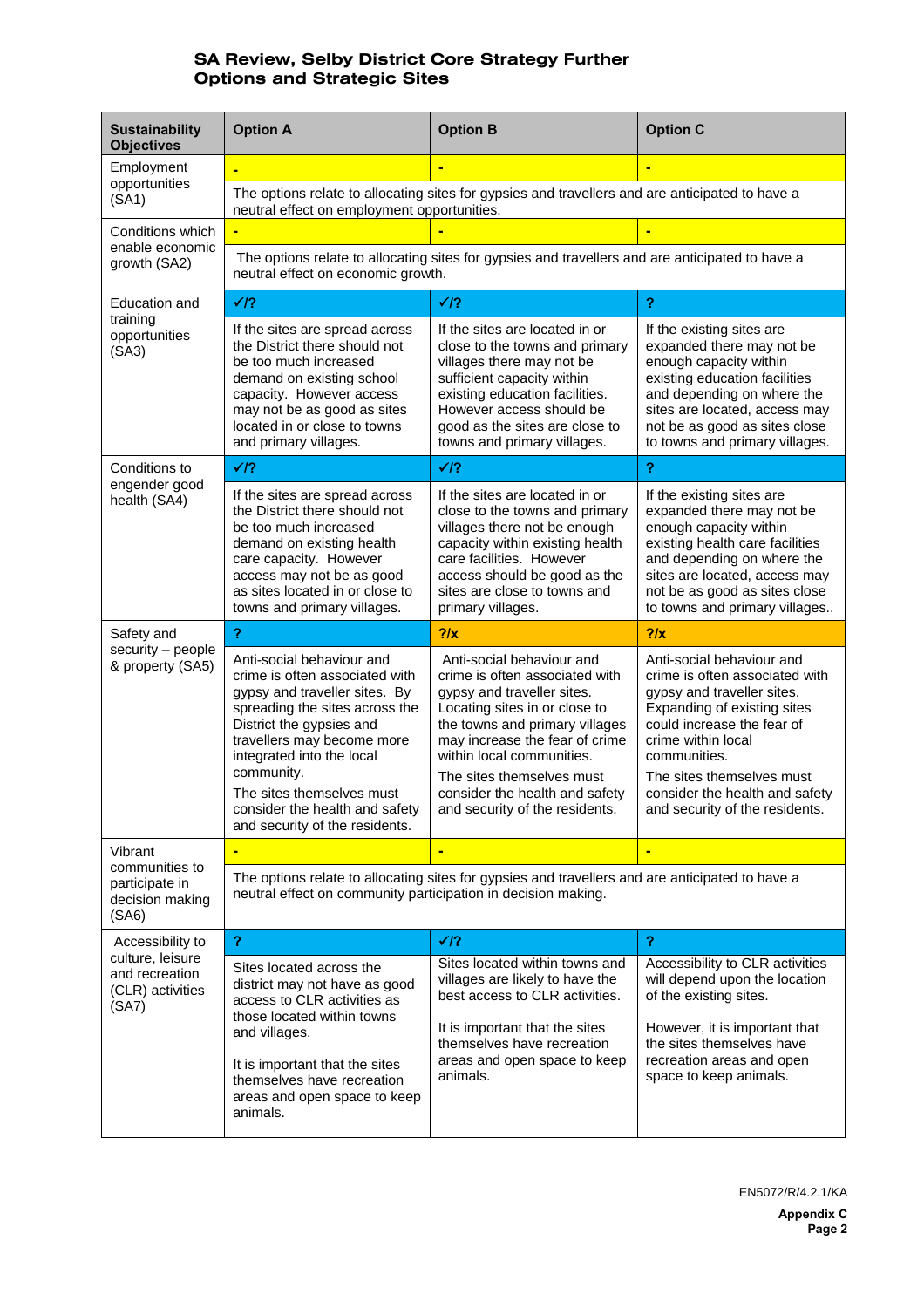## SA Review, Selby District Core Strategy Further Options and Strategic Sites

| Sustainability Objectives | Option A | Option B | Option C |
|---|---|---|---|
| Employment opportunities (SA1) | - | - | - |
| | The options relate to allocating sites for gypsies and travellers and are anticipated to have a neutral effect on employment opportunities. | | |
| Conditions which enable economic growth (SA2) | - | - | - |
| | The options relate to allocating sites for gypsies and travellers and are anticipated to have a neutral effect on economic growth. | | |
| Education and training opportunities (SA3) | ✓/? | ✓/? | ? |
| | If the sites are spread across the District there should not be too much increased demand on existing school capacity. However access may not be as good as sites located in or close to towns and primary villages. | If the sites are located in or close to the towns and primary villages there may not be sufficient capacity within existing education facilities. However access should be good as the sites are close to towns and primary villages. | If the existing sites are expanded there may not be enough capacity within existing education facilities and depending on where the sites are located, access may not be as good as sites close to towns and primary villages. |
| Conditions to engender good health (SA4) | ✓/? | ✓/? | ? |
| | If the sites are spread across the District there should not be too much increased demand on existing health care capacity. However access may not be as good as sites located in or close to towns and primary villages. | If the sites are located in or close to the towns and primary villages there not be enough capacity within existing health care facilities. However access should be good as the sites are close to towns and primary villages. | If the existing sites are expanded there may not be enough capacity within existing health care facilities and depending on where the sites are located, access may not be as good as sites close to towns and primary villages.. |
| Safety and security – people & property (SA5) | ? | ?/x | ?/x |
| | Anti-social behaviour and crime is often associated with gypsy and traveller sites. By spreading the sites across the District the gypsies and travellers may become more integrated into the local community.<br>The sites themselves must consider the health and safety and security of the residents. | Anti-social behaviour and crime is often associated with gypsy and traveller sites. Locating sites in or close to the towns and primary villages may increase the fear of crime within local communities.<br>The sites themselves must consider the health and safety and security of the residents. | Anti-social behaviour and crime is often associated with gypsy and traveller sites. Expanding of existing sites could increase the fear of crime within local communities.<br>The sites themselves must consider the health and safety and security of the residents. |
| Vibrant communities to participate in decision making (SA6) | - | - | - |
| | The options relate to allocating sites for gypsies and travellers and are anticipated to have a neutral effect on community participation in decision making. | | |
| Accessibility to culture, leisure and recreation (CLR) activities (SA7) | ? | ✓/? | ? |
| | Sites located across the district may not have as good access to CLR activities as those located within towns and villages.<br><br>It is important that the sites themselves have recreation areas and open space to keep animals. | Sites located within towns and villages are likely to have the best access to CLR activities.<br><br>It is important that the sites themselves have recreation areas and open space to keep animals. | Accessibility to CLR activities will depend upon the location of the existing sites.<br><br>However, it is important that the sites themselves have recreation areas and open space to keep animals. |

EN5072/R/4.2.1/KA

**Appendix C**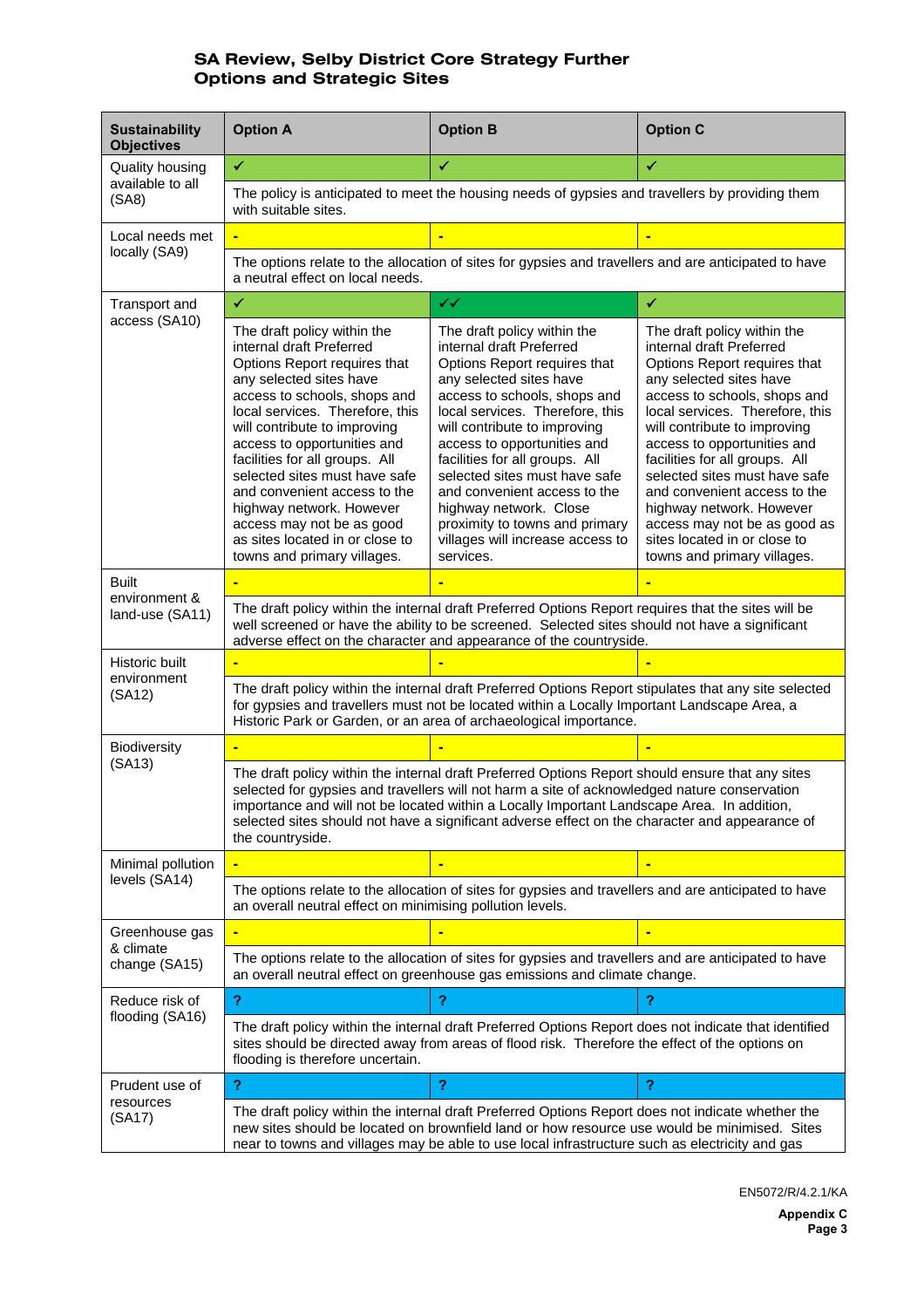| Sustainability Objectives | Option A | Option B | Option C |
|---|---|---|---|
| Quality housing available to all (SA8) | ✓ | ✓ | ✓ |
| | The policy is anticipated to meet the housing needs of gypsies and travellers by providing them with suitable sites. | | |
| Local needs met locally (SA9) | - | - | - |
| | The options relate to the allocation of sites for gypsies and travellers and are anticipated to have a neutral effect on local needs. | | |
| Transport and access (SA10) | ✓ | ✓✓ | ✓ |
| | The draft policy within the internal draft Preferred Options Report requires that any selected sites have access to schools, shops and local services. Therefore, this will contribute to improving access to opportunities and facilities for all groups. All selected sites must have safe and convenient access to the highway network. However access may not be as good as sites located in or close to towns and primary villages. | The draft policy within the internal draft Preferred Options Report requires that any selected sites have access to schools, shops and local services. Therefore, this will contribute to improving access to opportunities and facilities for all groups. All selected sites must have safe and convenient access to the highway network. Close proximity to towns and primary villages will increase access to services. | The draft policy within the internal draft Preferred Options Report requires that any selected sites have access to schools, shops and local services. Therefore, this will contribute to improving access to opportunities and facilities for all groups. All selected sites must have safe and convenient access to the highway network. However access may not be as good as sites located in or close to towns and primary villages. |
| Built environment & land-use (SA11) | - | - | - |
| | The draft policy within the internal draft Preferred Options Report requires that the sites will be well screened or have the ability to be screened. Selected sites should not have a significant adverse effect on the character and appearance of the countryside. | | |
| Historic built environment (SA12) | - | - | - |
| | The draft policy within the internal draft Preferred Options Report stipulates that any site selected for gypsies and travellers must not be located within a Locally Important Landscape Area, a Historic Park or Garden, or an area of archaeological importance. | | |
| Biodiversity (SA13) | - | - | - |
| | The draft policy within the internal draft Preferred Options Report should ensure that any sites selected for gypsies and travellers will not harm a site of acknowledged nature conservation importance and will not be located within a Locally Important Landscape Area. In addition, selected sites should not have a significant adverse effect on the character and appearance of the countryside. | | |
| Minimal pollution levels (SA14) | - | - | - |
| | The options relate to the allocation of sites for gypsies and travellers and are anticipated to have an overall neutral effect on minimising pollution levels. | | |
| Greenhouse gas & climate change (SA15) | - | - | - |
| | The options relate to the allocation of sites for gypsies and travellers and are anticipated to have an overall neutral effect on greenhouse gas emissions and climate change. | | |
| Reduce risk of flooding (SA16) | ? | ? | ? |
| | The draft policy within the internal draft Preferred Options Report does not indicate that identified sites should be directed away from areas of flood risk. Therefore the effect of the options on flooding is therefore uncertain. | | |
| Prudent use of resources (SA17) | ? | ? | ? |
| | The draft policy within the internal draft Preferred Options Report does not indicate whether the new sites should be located on brownfield land or how resource use would be minimised. Sites near to towns and villages may be able to use local infrastructure such as electricity and gas | | |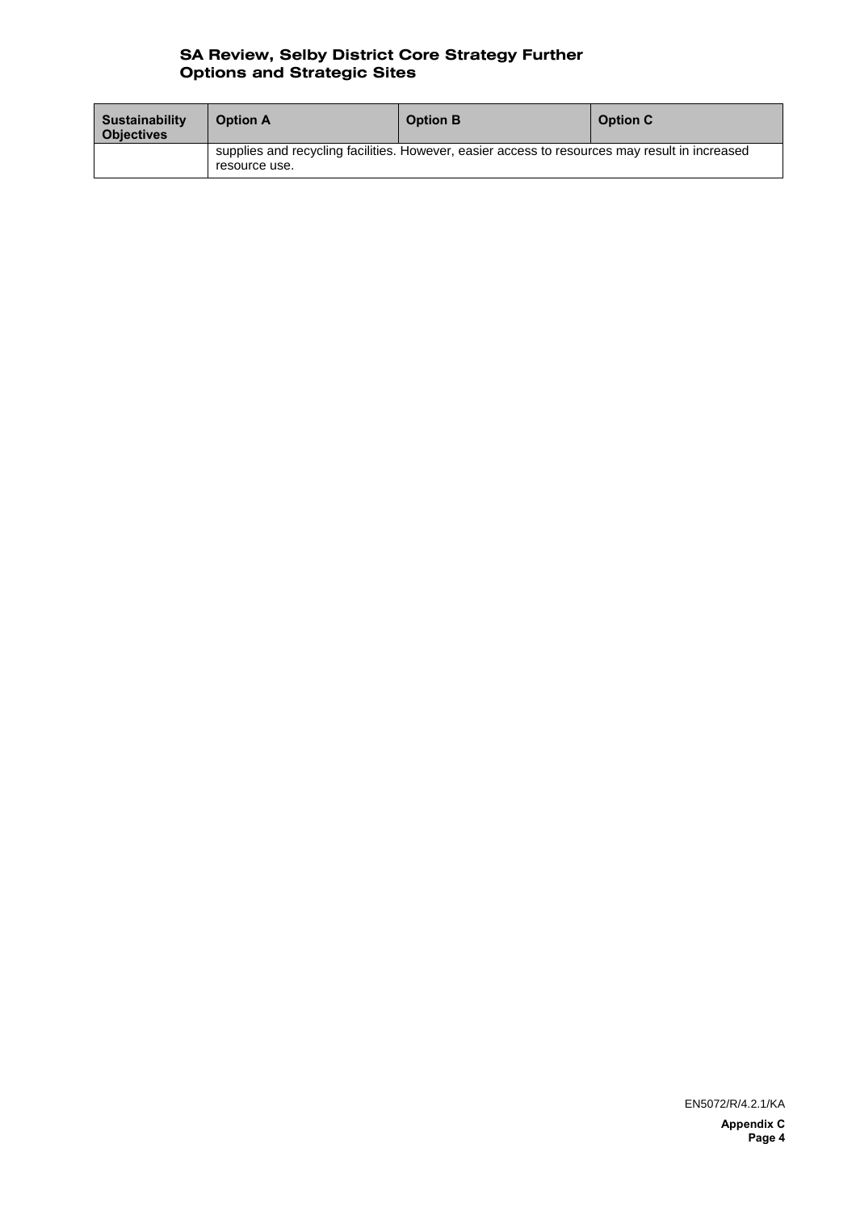| Sustainability Objectives | Option A | Option B | Option C |
|---|---|---|---|
| | supplies and recycling facilities. However, easier access to resources may result in increased resource use. | | |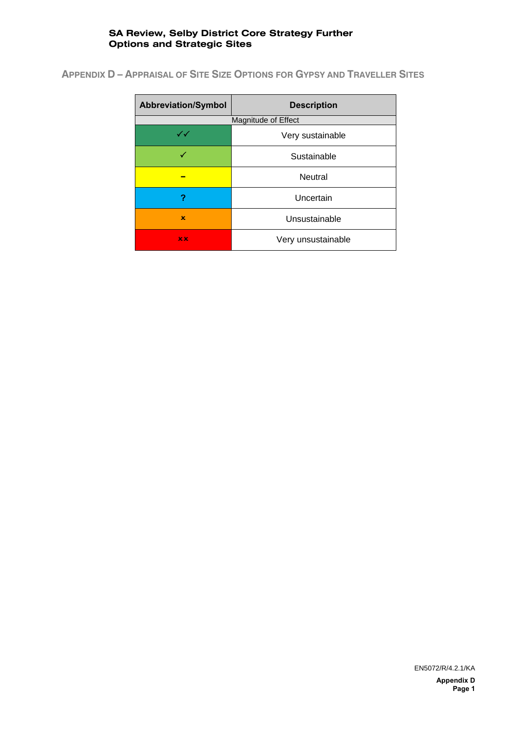## Appendix D – Appraisal of Site Size Options for Gypsy and Traveller Sites

| Abbreviation/Symbol | Description |
|---|---|
| Magnitude of Effect | |
| ✓✓ | Very sustainable |
| ✓ | Sustainable |
| – | Neutral |
| ? | Uncertain |
| × | Unsustainable |
| ×× | Very unsustainable |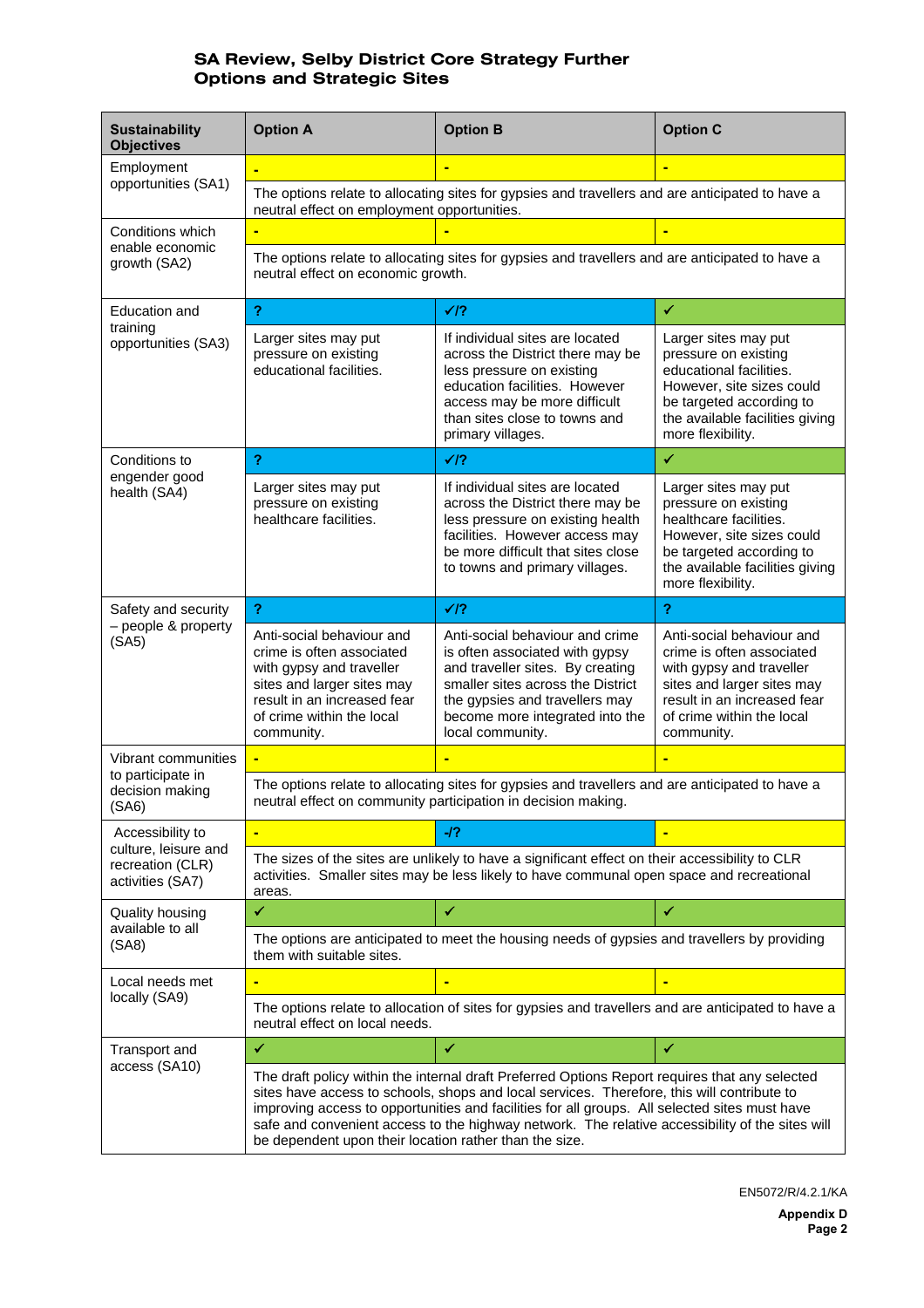# SA Review, Selby District Core Strategy Further Options and Strategic Sites

| Sustainability Objectives | Option A | Option B | Option C |
|---|---|---|---|
| Employment opportunities (SA1) | - | - | - |
| | The options relate to allocating sites for gypsies and travellers and are anticipated to have a neutral effect on employment opportunities. | | |
| Conditions which enable economic growth (SA2) | - | - | - |
| | The options relate to allocating sites for gypsies and travellers and are anticipated to have a neutral effect on economic growth. | | |
| Education and training opportunities (SA3) | ? | ✓/? | ✓ |
| | Larger sites may put pressure on existing educational facilities. | If individual sites are located across the District there may be less pressure on existing education facilities. However access may be more difficult than sites close to towns and primary villages. | Larger sites may put pressure on existing educational facilities. However, site sizes could be targeted according to the available facilities giving more flexibility. |
| Conditions to engender good health (SA4) | ? | ✓/? | ✓ |
| | Larger sites may put pressure on existing healthcare facilities. | If individual sites are located across the District there may be less pressure on existing health facilities. However access may be more difficult that sites close to towns and primary villages. | Larger sites may put pressure on existing healthcare facilities. However, site sizes could be targeted according to the available facilities giving more flexibility. |
| Safety and security – people & property (SA5) | ? | ✓/? | ? |
| | Anti-social behaviour and crime is often associated with gypsy and traveller sites and larger sites may result in an increased fear of crime within the local community. | Anti-social behaviour and crime is often associated with gypsy and traveller sites. By creating smaller sites across the District the gypsies and travellers may become more integrated into the local community. | Anti-social behaviour and crime is often associated with gypsy and traveller sites and larger sites may result in an increased fear of crime within the local community. |
| Vibrant communities to participate in decision making (SA6) | - | - | - |
| | The options relate to allocating sites for gypsies and travellers and are anticipated to have a neutral effect on community participation in decision making. | | |
| Accessibility to culture, leisure and recreation (CLR) activities (SA7) | - | -/? | - |
| | The sizes of the sites are unlikely to have a significant effect on their accessibility to CLR activities. Smaller sites may be less likely to have communal open space and recreational areas. | | |
| Quality housing available to all (SA8) | ✓ | ✓ | ✓ |
| | The options are anticipated to meet the housing needs of gypsies and travellers by providing them with suitable sites. | | |
| Local needs met locally (SA9) | - | - | - |
| | The options relate to allocation of sites for gypsies and travellers and are anticipated to have a neutral effect on local needs. | | |
| Transport and access (SA10) | ✓ | ✓ | ✓ |
| | The draft policy within the internal draft Preferred Options Report requires that any selected sites have access to schools, shops and local services. Therefore, this will contribute to improving access to opportunities and facilities for all groups. All selected sites must have safe and convenient access to the highway network. The relative accessibility of the sites will be dependent upon their location rather than the size. | | |

EN5072/R/4.2.1/KA

**Appendix D**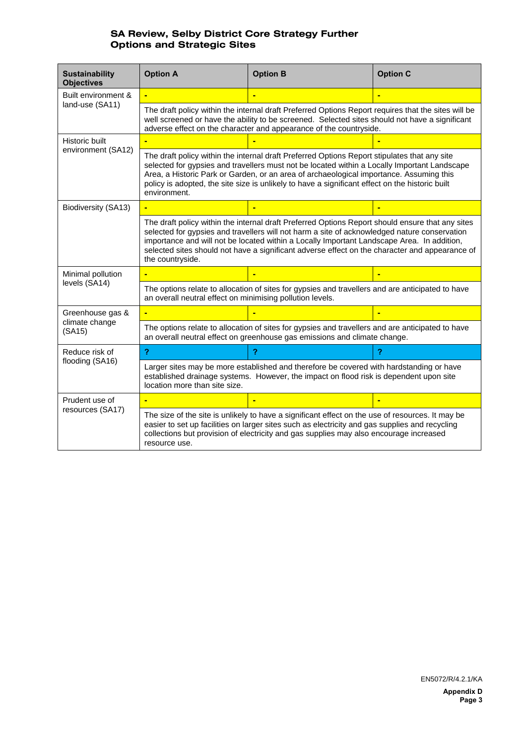## SA Review, Selby District Core Strategy Further Options and Strategic Sites

| Sustainability Objectives | Option A | Option B | Option C |
|---|---|---|---|
| Built environment & land-use (SA11) | - | - | - |
| | The draft policy within the internal draft Preferred Options Report requires that the sites will be well screened or have the ability to be screened. Selected sites should not have a significant adverse effect on the character and appearance of the countryside. | | |
| Historic built environment (SA12) | - | - | - |
| | The draft policy within the internal draft Preferred Options Report stipulates that any site selected for gypsies and travellers must not be located within a Locally Important Landscape Area, a Historic Park or Garden, or an area of archaeological importance. Assuming this policy is adopted, the site size is unlikely to have a significant effect on the historic built environment. | | |
| Biodiversity (SA13) | - | - | - |
| | The draft policy within the internal draft Preferred Options Report should ensure that any sites selected for gypsies and travellers will not harm a site of acknowledged nature conservation importance and will not be located within a Locally Important Landscape Area. In addition, selected sites should not have a significant adverse effect on the character and appearance of the countryside. | | |
| Minimal pollution levels (SA14) | - | - | - |
| | The options relate to allocation of sites for gypsies and travellers and are anticipated to have an overall neutral effect on minimising pollution levels. | | |
| Greenhouse gas & climate change (SA15) | - | - | - |
| | The options relate to allocation of sites for gypsies and travellers and are anticipated to have an overall neutral effect on greenhouse gas emissions and climate change. | | |
| Reduce risk of flooding (SA16) | ? | ? | ? |
| | Larger sites may be more established and therefore be covered with hardstanding or have established drainage systems. However, the impact on flood risk is dependent upon site location more than site size. | | |
| Prudent use of resources (SA17) | - | - | - |
| | The size of the site is unlikely to have a significant effect on the use of resources. It may be easier to set up facilities on larger sites such as electricity and gas supplies and recycling collections but provision of electricity and gas supplies may also encourage increased resource use. | | |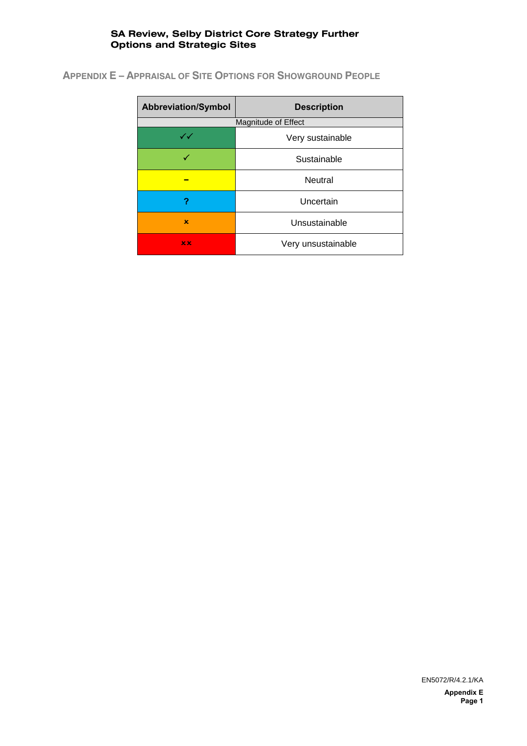## APPENDIX E – APPRAISAL OF SITE OPTIONS FOR SHOWGROUND PEOPLE

| Abbreviation/Symbol | Description |
|---|---|
| Magnitude of Effect | |
| ✓✓ | Very sustainable |
| ✓ | Sustainable |
| – | Neutral |
| ? | Uncertain |
| × | Unsustainable |
| ×× | Very unsustainable |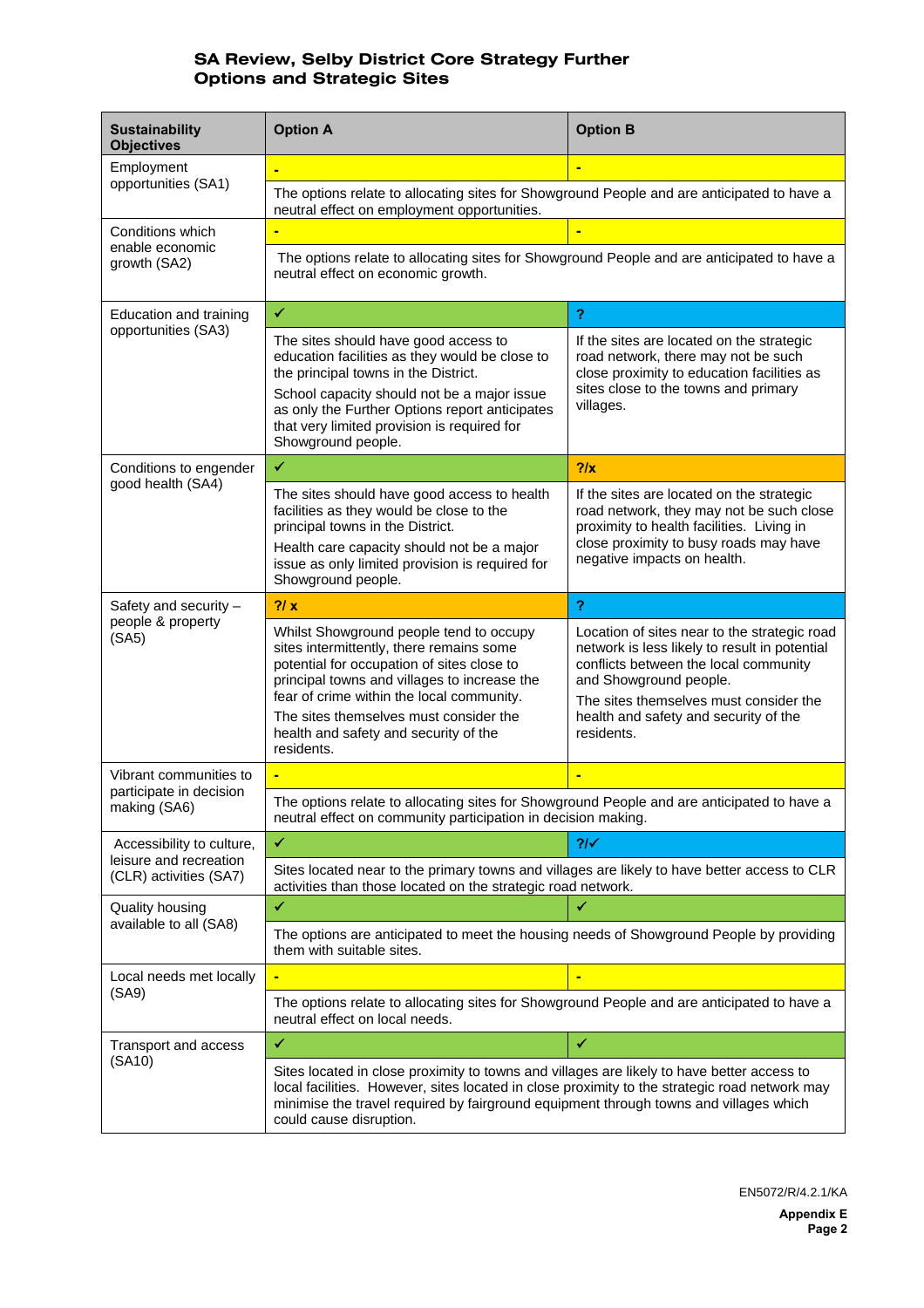# SA Review, Selby District Core Strategy Further Options and Strategic Sites

| Sustainability Objectives | Option A | Option B |
|---|---|---|
| Employment opportunities (SA1) | - | - |
| | The options relate to allocating sites for Showground People and are anticipated to have a neutral effect on employment opportunities. | |
| Conditions which enable economic growth (SA2) | - | - |
| | The options relate to allocating sites for Showground People and are anticipated to have a neutral effect on economic growth. | |
| Education and training opportunities (SA3) | ✓ | ? |
| | The sites should have good access to education facilities as they would be close to the principal towns in the District. School capacity should not be a major issue as only the Further Options report anticipates that very limited provision is required for Showground people. | If the sites are located on the strategic road network, there may not be such close proximity to education facilities as sites close to the towns and primary villages. |
| Conditions to engender good health (SA4) | ✓ | ?/x |
| | The sites should have good access to health facilities as they would be close to the principal towns in the District. Health care capacity should not be a major issue as only limited provision is required for Showground people. | If the sites are located on the strategic road network, they may not be such close proximity to health facilities. Living in close proximity to busy roads may have negative impacts on health. |
| Safety and security – people & property (SA5) | ?/ x | ? |
| | Whilst Showground people tend to occupy sites intermittently, there remains some potential for occupation of sites close to principal towns and villages to increase the fear of crime within the local community. The sites themselves must consider the health and safety and security of the residents. | Location of sites near to the strategic road network is less likely to result in potential conflicts between the local community and Showground people. The sites themselves must consider the health and safety and security of the residents. |
| Vibrant communities to participate in decision making (SA6) | - | - |
| | The options relate to allocating sites for Showground People and are anticipated to have a neutral effect on community participation in decision making. | |
| Accessibility to culture, leisure and recreation (CLR) activities (SA7) | ✓ | ?/✓ |
| | Sites located near to the primary towns and villages are likely to have better access to CLR activities than those located on the strategic road network. | |
| Quality housing available to all (SA8) | ✓ | ✓ |
| | The options are anticipated to meet the housing needs of Showground People by providing them with suitable sites. | |
| Local needs met locally (SA9) | - | - |
| | The options relate to allocating sites for Showground People and are anticipated to have a neutral effect on local needs. | |
| Transport and access (SA10) | ✓ | ✓ |
| | Sites located in close proximity to towns and villages are likely to have better access to local facilities. However, sites located in close proximity to the strategic road network may minimise the travel required by fairground equipment through towns and villages which could cause disruption. | |

EN5072/R/4.2.1/KA

**Appendix E**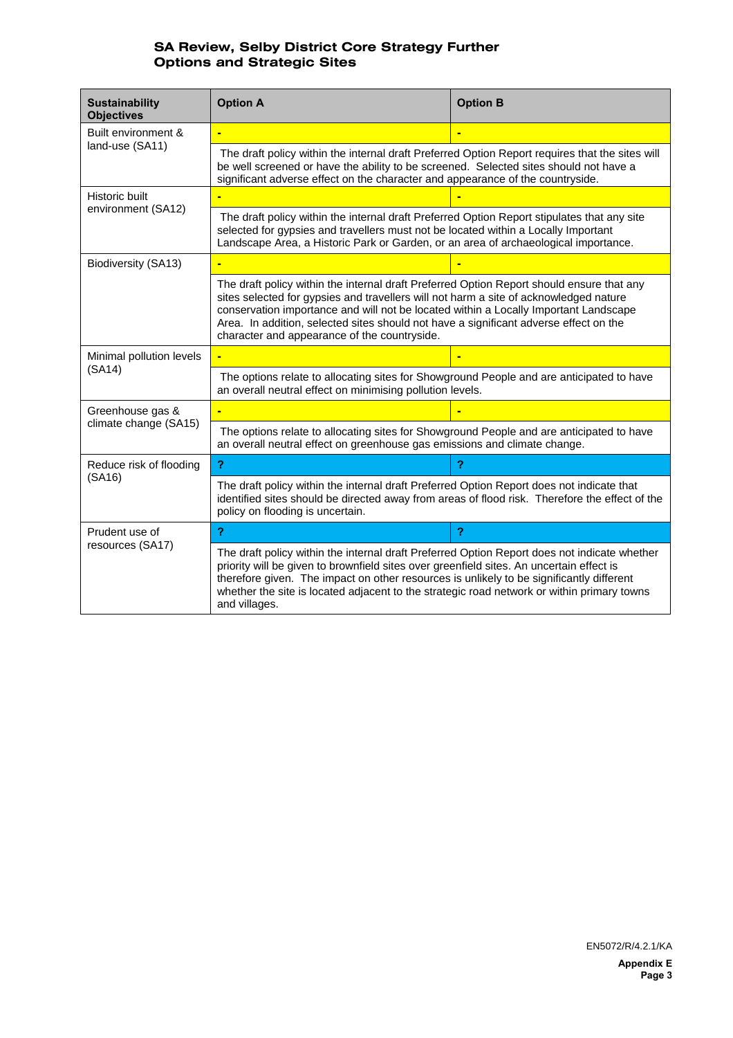| Sustainability Objectives | Option A | Option B |
|---|---|---|
| Built environment & land-use (SA11) | - | - |
| | The draft policy within the internal draft Preferred Option Report requires that the sites will be well screened or have the ability to be screened. Selected sites should not have a significant adverse effect on the character and appearance of the countryside. | |
| Historic built environment (SA12) | - | - |
| | The draft policy within the internal draft Preferred Option Report stipulates that any site selected for gypsies and travellers must not be located within a Locally Important Landscape Area, a Historic Park or Garden, or an area of archaeological importance. | |
| Biodiversity (SA13) | - | - |
| | The draft policy within the internal draft Preferred Option Report should ensure that any sites selected for gypsies and travellers will not harm a site of acknowledged nature conservation importance and will not be located within a Locally Important Landscape Area. In addition, selected sites should not have a significant adverse effect on the character and appearance of the countryside. | |
| Minimal pollution levels (SA14) | - | - |
| | The options relate to allocating sites for Showground People and are anticipated to have an overall neutral effect on minimising pollution levels. | |
| Greenhouse gas & climate change (SA15) | - | - |
| | The options relate to allocating sites for Showground People and are anticipated to have an overall neutral effect on greenhouse gas emissions and climate change. | |
| Reduce risk of flooding (SA16) | ? | ? |
| | The draft policy within the internal draft Preferred Option Report does not indicate that identified sites should be directed away from areas of flood risk. Therefore the effect of the policy on flooding is uncertain. | |
| Prudent use of resources (SA17) | ? | ? |
| | The draft policy within the internal draft Preferred Option Report does not indicate whether priority will be given to brownfield sites over greenfield sites. An uncertain effect is therefore given. The impact on other resources is unlikely to be significantly different whether the site is located adjacent to the strategic road network or within primary towns and villages. | |